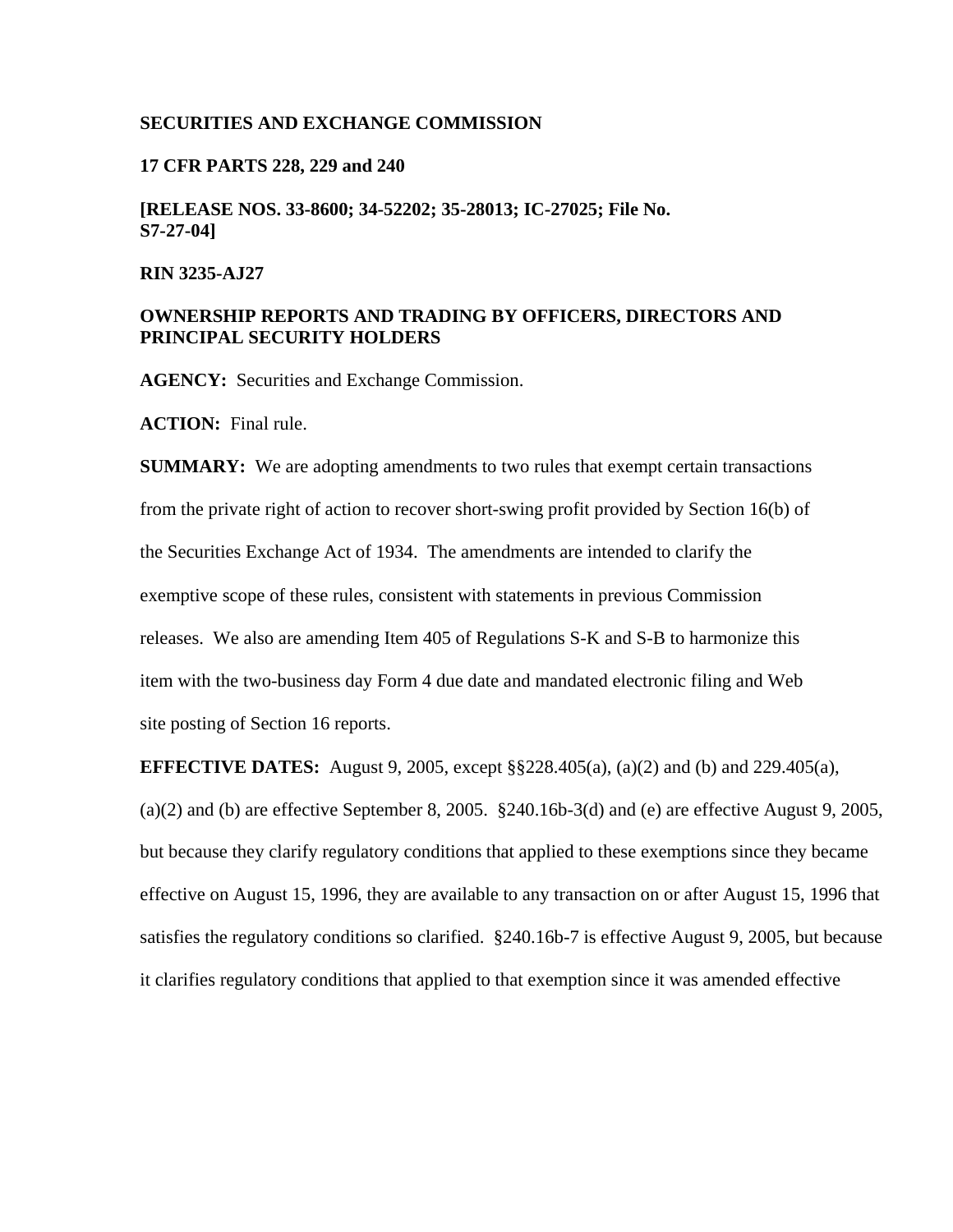**SECURITIES AND EXCHANGE COMMISSION**

**17 CFR PARTS 228, 229 and 240**

**[RELEASE NOS. 33-8600; 34-52202; 35-28013; IC-27025; File No. S7-27-04]**

**RIN 3235-AJ27**

**OWNERSHIP REPORTS AND TRADING BY OFFICERS, DIRECTORS AND PRINCIPAL SECURITY HOLDERS**

**AGENCY:** Securities and Exchange Commission.

**ACTION:** Final rule.

**SUMMARY:** We are adopting amendments to two rules that exempt certain transactions from the private right of action to recover short-swing profit provided by Section 16(b) of the Securities Exchange Act of 1934. The amendments are intended to clarify the exemptive scope of these rules, consistent with statements in previous Commission releases. We also are amending Item 405 of Regulations S-K and S-B to harmonize this item with the two-business day Form 4 due date and mandated electronic filing and Web site posting of Section 16 reports.

**EFFECTIVE DATES:** August 9, 2005, except §§228.405(a), (a)(2) and (b) and 229.405(a), (a)(2) and (b) are effective September 8, 2005. §240.16b-3(d) and (e) are effective August 9, 2005, but because they clarify regulatory conditions that applied to these exemptions since they became effective on August 15, 1996, they are available to any transaction on or after August 15, 1996 that satisfies the regulatory conditions so clarified. §240.16b-7 is effective August 9, 2005, but because it clarifies regulatory conditions that applied to that exemption since it was amended effective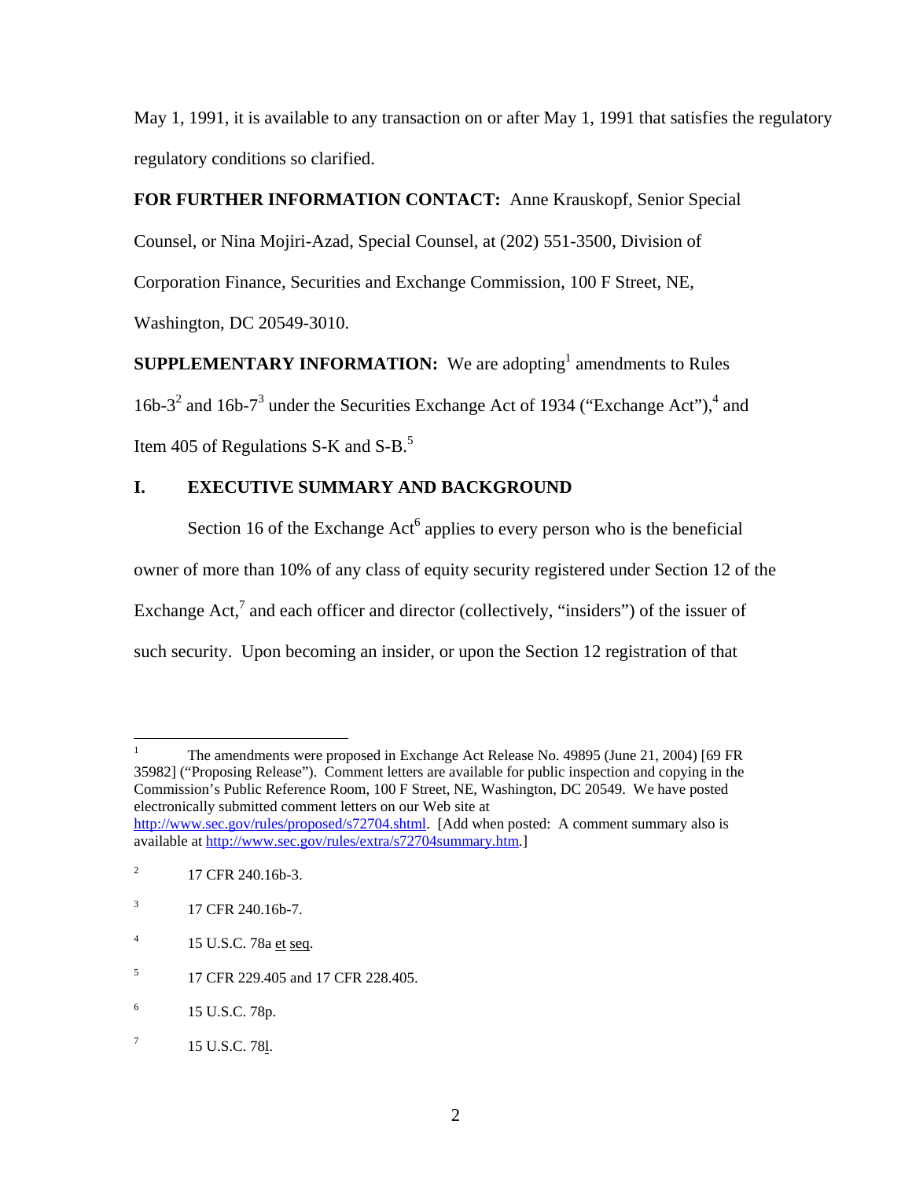May 1, 1991, it is available to any transaction on or after May 1, 1991 that satisfies the regulatory regulatory conditions so clarified.

**FOR FURTHER INFORMATION CONTACT:** Anne Krauskopf, Senior Special Counsel, or Nina Mojiri-Azad, Special Counsel, at (202) 551-3500, Division of Corporation Finance, Securities and Exchange Commission, 100 F Street, NE, Washington, DC 20549-3010.

**SUPPLEMENTARY INFORMATION:** We are adopting[1] amendments to Rules 16b-3[2] and 16b-7[3] under the Securities Exchange Act of 1934 ("Exchange Act"),[4] and Item 405 of Regulations S-K and S-B.[5]

## I. EXECUTIVE SUMMARY AND BACKGROUND

Section 16 of the Exchange Act[6] applies to every person who is the beneficial owner of more than 10% of any class of equity security registered under Section 12 of the Exchange Act,[7] and each officer and director (collectively, "insiders") of the issuer of such security. Upon becoming an insider, or upon the Section 12 registration of that

---

[1] The amendments were proposed in Exchange Act Release No. 49895 (June 21, 2004) [69 FR 35982] ("Proposing Release"). Comment letters are available for public inspection and copying in the Commission's Public Reference Room, 100 F Street, NE, Washington, DC 20549. We have posted electronically submitted comment letters on our Web site at http://www.sec.gov/rules/proposed/s72704.shtml. [Add when posted: A comment summary also is available at http://www.sec.gov/rules/extra/s72704summary.htm.]

[2] 17 CFR 240.16b-3.

[3] 17 CFR 240.16b-7.

[4] 15 U.S.C. 78a et seq.

[5] 17 CFR 229.405 and 17 CFR 228.405.

[6] 15 U.S.C. 78p.

[7] 15 U.S.C. 78l.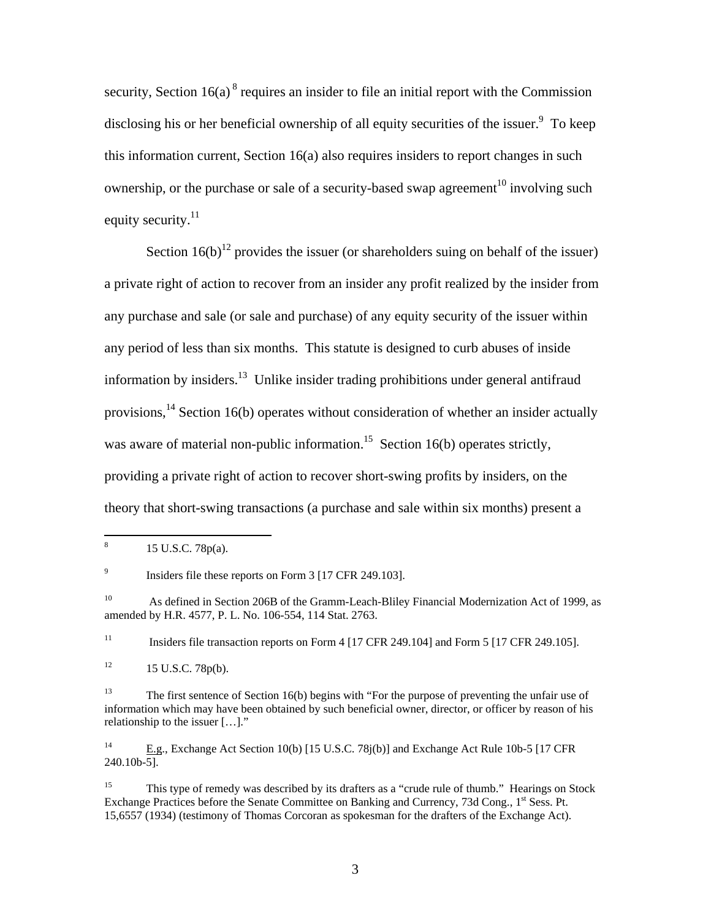security, Section 16(a) [8] requires an insider to file an initial report with the Commission disclosing his or her beneficial ownership of all equity securities of the issuer.[9] To keep this information current, Section 16(a) also requires insiders to report changes in such ownership, or the purchase or sale of a security-based swap agreement[10] involving such equity security.[11]

Section 16(b)[12] provides the issuer (or shareholders suing on behalf of the issuer) a private right of action to recover from an insider any profit realized by the insider from any purchase and sale (or sale and purchase) of any equity security of the issuer within any period of less than six months. This statute is designed to curb abuses of inside information by insiders.[13] Unlike insider trading prohibitions under general antifraud provisions,[14] Section 16(b) operates without consideration of whether an insider actually was aware of material non-public information.[15] Section 16(b) operates strictly, providing a private right of action to recover short-swing profits by insiders, on the theory that short-swing transactions (a purchase and sale within six months) present a

---

[8] 15 U.S.C. 78p(a).

[9] Insiders file these reports on Form 3 [17 CFR 249.103].

[10] As defined in Section 206B of the Gramm-Leach-Bliley Financial Modernization Act of 1999, as amended by H.R. 4577, P. L. No. 106-554, 114 Stat. 2763.

[11] Insiders file transaction reports on Form 4 [17 CFR 249.104] and Form 5 [17 CFR 249.105].

[12] 15 U.S.C. 78p(b).

[13] The first sentence of Section 16(b) begins with "For the purpose of preventing the unfair use of information which may have been obtained by such beneficial owner, director, or officer by reason of his relationship to the issuer […]."

[14] E.g., Exchange Act Section 10(b) [15 U.S.C. 78j(b)] and Exchange Act Rule 10b-5 [17 CFR 240.10b-5].

[15] This type of remedy was described by its drafters as a "crude rule of thumb." Hearings on Stock Exchange Practices before the Senate Committee on Banking and Currency, 73d Cong., 1st Sess. Pt. 15,6557 (1934) (testimony of Thomas Corcoran as spokesman for the drafters of the Exchange Act).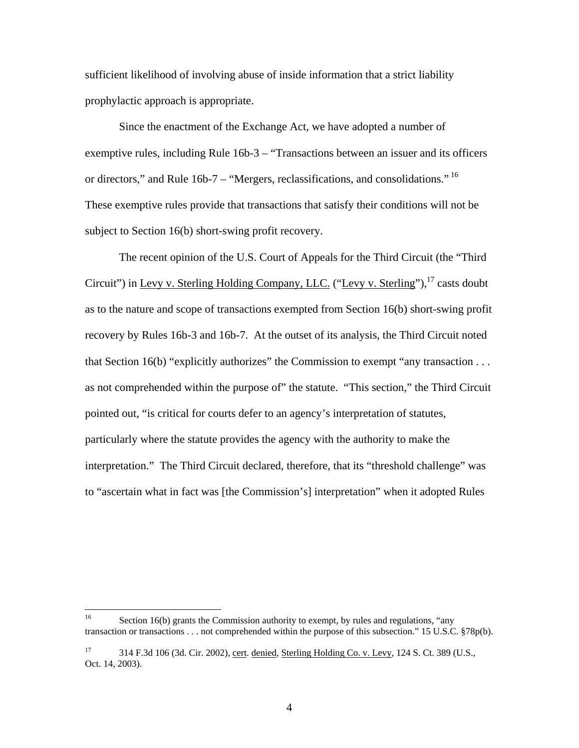sufficient likelihood of involving abuse of inside information that a strict liability prophylactic approach is appropriate.

Since the enactment of the Exchange Act, we have adopted a number of exemptive rules, including Rule 16b-3 – "Transactions between an issuer and its officers or directors," and Rule 16b-7 – "Mergers, reclassifications, and consolidations."[16] These exemptive rules provide that transactions that satisfy their conditions will not be subject to Section 16(b) short-swing profit recovery.

The recent opinion of the U.S. Court of Appeals for the Third Circuit (the "Third Circuit") in Levy v. Sterling Holding Company, LLC. ("Levy v. Sterling"),[17] casts doubt as to the nature and scope of transactions exempted from Section 16(b) short-swing profit recovery by Rules 16b-3 and 16b-7. At the outset of its analysis, the Third Circuit noted that Section 16(b) "explicitly authorizes" the Commission to exempt "any transaction . . . as not comprehended within the purpose of" the statute. "This section," the Third Circuit pointed out, "is critical for courts defer to an agency's interpretation of statutes, particularly where the statute provides the agency with the authority to make the interpretation." The Third Circuit declared, therefore, that its "threshold challenge" was to "ascertain what in fact was [the Commission's] interpretation" when it adopted Rules

---

[16] Section 16(b) grants the Commission authority to exempt, by rules and regulations, "any transaction or transactions . . . not comprehended within the purpose of this subsection." 15 U.S.C. §78p(b).

[17] 314 F.3d 106 (3d. Cir. 2002), cert. denied, Sterling Holding Co. v. Levy, 124 S. Ct. 389 (U.S., Oct. 14, 2003).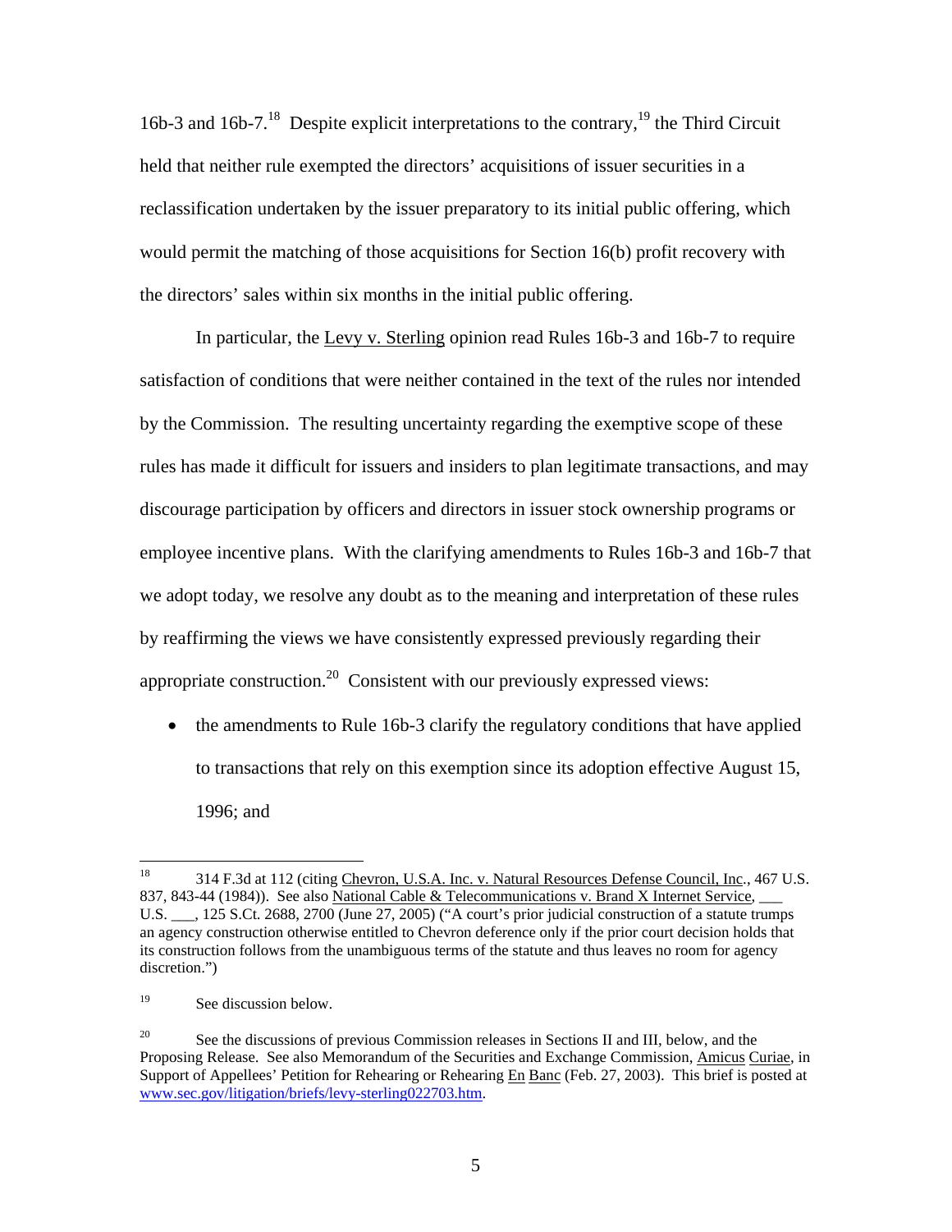16b-3 and 16b-7.[18] Despite explicit interpretations to the contrary,[19] the Third Circuit held that neither rule exempted the directors' acquisitions of issuer securities in a reclassification undertaken by the issuer preparatory to its initial public offering, which would permit the matching of those acquisitions for Section 16(b) profit recovery with the directors' sales within six months in the initial public offering.

In particular, the Levy v. Sterling opinion read Rules 16b-3 and 16b-7 to require satisfaction of conditions that were neither contained in the text of the rules nor intended by the Commission. The resulting uncertainty regarding the exemptive scope of these rules has made it difficult for issuers and insiders to plan legitimate transactions, and may discourage participation by officers and directors in issuer stock ownership programs or employee incentive plans. With the clarifying amendments to Rules 16b-3 and 16b-7 that we adopt today, we resolve any doubt as to the meaning and interpretation of these rules by reaffirming the views we have consistently expressed previously regarding their appropriate construction.[20] Consistent with our previously expressed views:

- the amendments to Rule 16b-3 clarify the regulatory conditions that have applied to transactions that rely on this exemption since its adoption effective August 15, 1996; and

---

[18] 314 F.3d at 112 (citing Chevron, U.S.A. Inc. v. Natural Resources Defense Council, Inc., 467 U.S. 837, 843-44 (1984)). See also National Cable & Telecommunications v. Brand X Internet Service, ___ U.S. ___, 125 S.Ct. 2688, 2700 (June 27, 2005) ("A court's prior judicial construction of a statute trumps an agency construction otherwise entitled to Chevron deference only if the prior court decision holds that its construction follows from the unambiguous terms of the statute and thus leaves no room for agency discretion.")

[19] See discussion below.

[20] See the discussions of previous Commission releases in Sections II and III, below, and the Proposing Release. See also Memorandum of the Securities and Exchange Commission, Amicus Curiae, in Support of Appellees' Petition for Rehearing or Rehearing En Banc (Feb. 27, 2003). This brief is posted at www.sec.gov/litigation/briefs/levy-sterling022703.htm.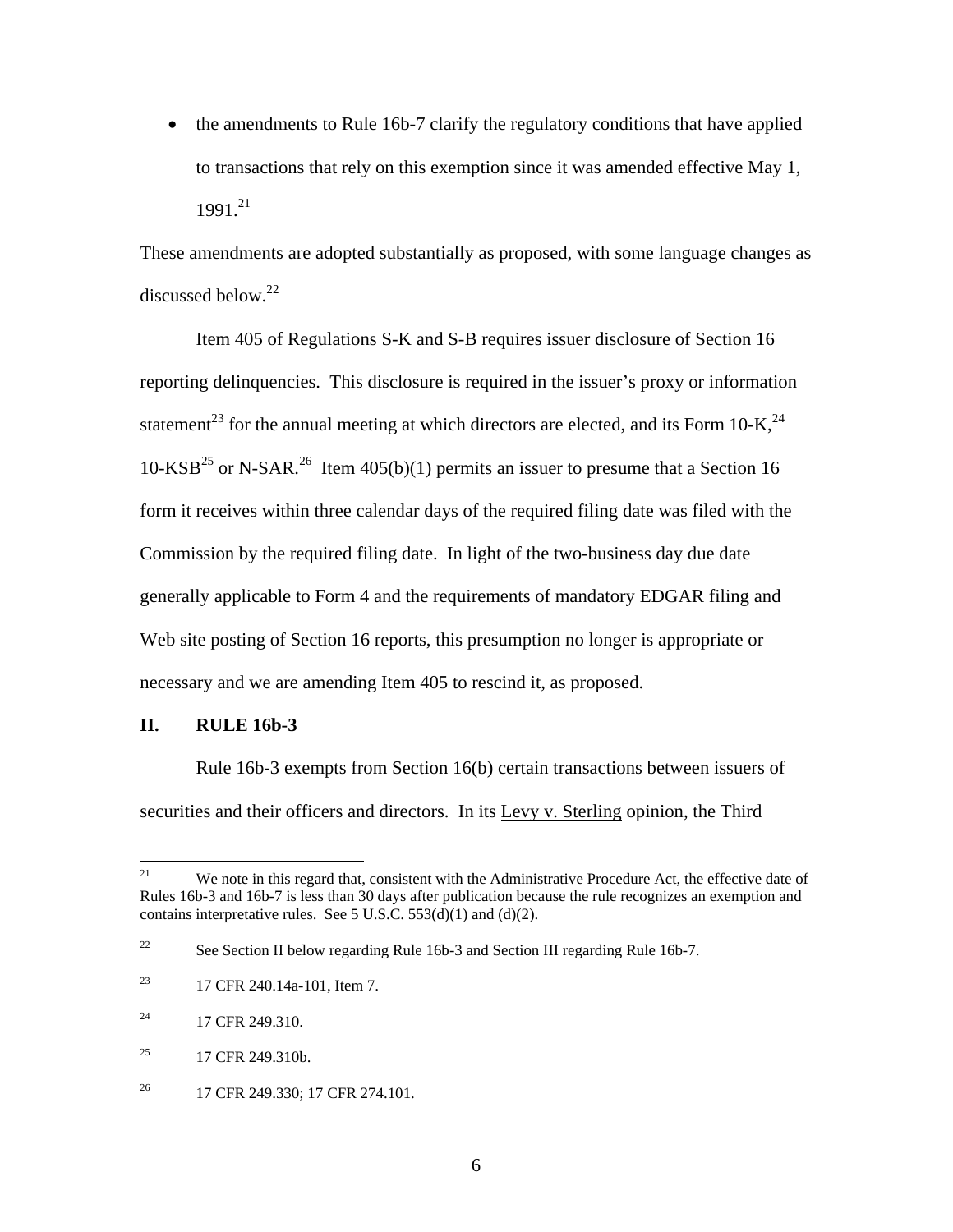- the amendments to Rule 16b-7 clarify the regulatory conditions that have applied to transactions that rely on this exemption since it was amended effective May 1, 1991.[21]

These amendments are adopted substantially as proposed, with some language changes as discussed below.[22]

Item 405 of Regulations S-K and S-B requires issuer disclosure of Section 16 reporting delinquencies. This disclosure is required in the issuer's proxy or information statement[23] for the annual meeting at which directors are elected, and its Form 10-K,[24] 10-KSB[25] or N-SAR.[26] Item 405(b)(1) permits an issuer to presume that a Section 16 form it receives within three calendar days of the required filing date was filed with the Commission by the required filing date. In light of the two-business day due date generally applicable to Form 4 and the requirements of mandatory EDGAR filing and Web site posting of Section 16 reports, this presumption no longer is appropriate or necessary and we are amending Item 405 to rescind it, as proposed.

## II. RULE 16b-3

Rule 16b-3 exempts from Section 16(b) certain transactions between issuers of securities and their officers and directors. In its Levy v. Sterling opinion, the Third

---

[21] We note in this regard that, consistent with the Administrative Procedure Act, the effective date of Rules 16b-3 and 16b-7 is less than 30 days after publication because the rule recognizes an exemption and contains interpretative rules. See 5 U.S.C. 553(d)(1) and (d)(2).

[22] See Section II below regarding Rule 16b-3 and Section III regarding Rule 16b-7.

[23] 17 CFR 240.14a-101, Item 7.

[24] 17 CFR 249.310.

[25] 17 CFR 249.310b.

[26] 17 CFR 249.330; 17 CFR 274.101.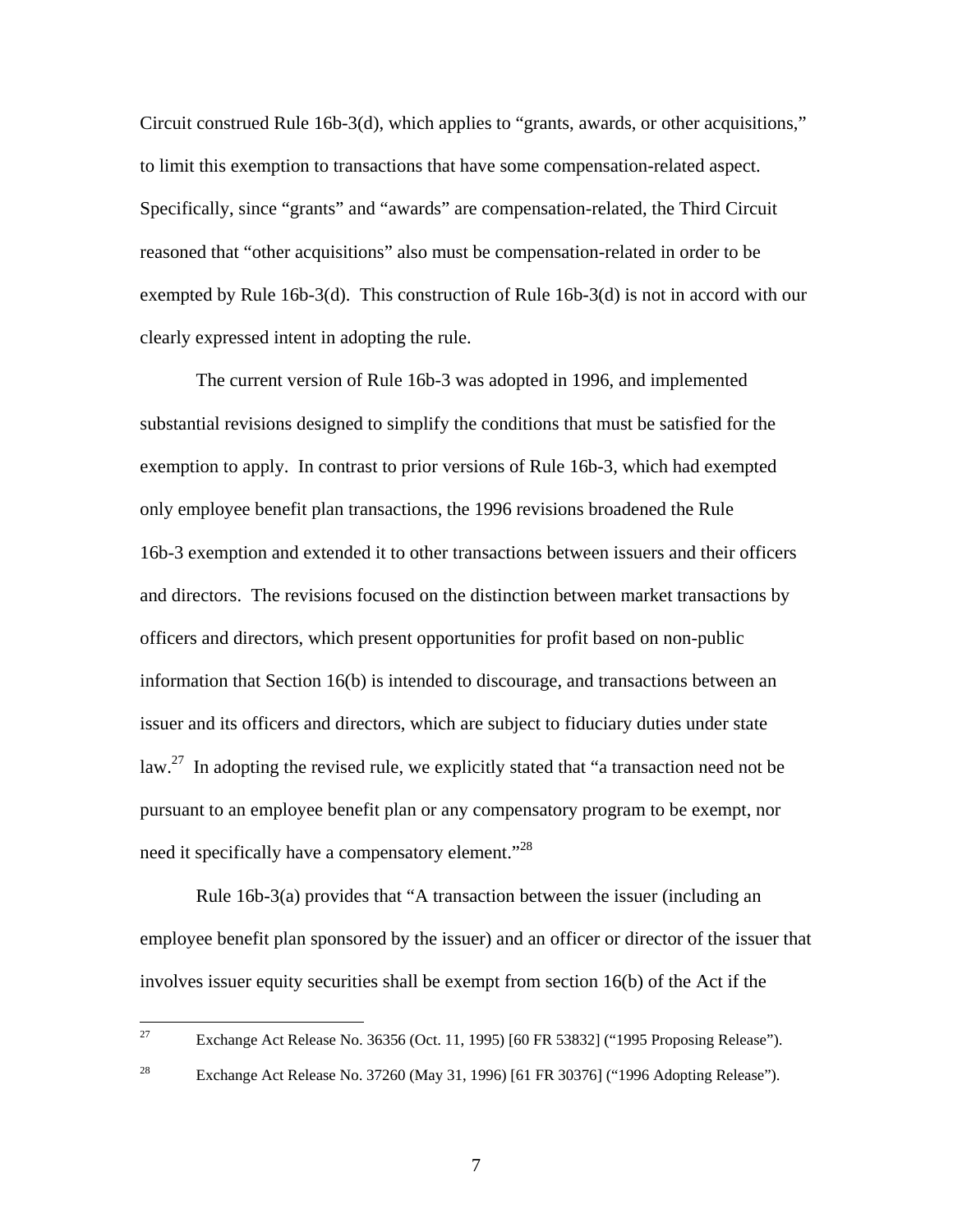Circuit construed Rule 16b-3(d), which applies to "grants, awards, or other acquisitions," to limit this exemption to transactions that have some compensation-related aspect. Specifically, since "grants" and "awards" are compensation-related, the Third Circuit reasoned that "other acquisitions" also must be compensation-related in order to be exempted by Rule 16b-3(d). This construction of Rule 16b-3(d) is not in accord with our clearly expressed intent in adopting the rule.

The current version of Rule 16b-3 was adopted in 1996, and implemented substantial revisions designed to simplify the conditions that must be satisfied for the exemption to apply. In contrast to prior versions of Rule 16b-3, which had exempted only employee benefit plan transactions, the 1996 revisions broadened the Rule 16b-3 exemption and extended it to other transactions between issuers and their officers and directors. The revisions focused on the distinction between market transactions by officers and directors, which present opportunities for profit based on non-public information that Section 16(b) is intended to discourage, and transactions between an issuer and its officers and directors, which are subject to fiduciary duties under state law.[27] In adopting the revised rule, we explicitly stated that "a transaction need not be pursuant to an employee benefit plan or any compensatory program to be exempt, nor need it specifically have a compensatory element."[28]

Rule 16b-3(a) provides that "A transaction between the issuer (including an employee benefit plan sponsored by the issuer) and an officer or director of the issuer that involves issuer equity securities shall be exempt from section 16(b) of the Act if the

---

[27] Exchange Act Release No. 36356 (Oct. 11, 1995) [60 FR 53832] ("1995 Proposing Release").

[28] Exchange Act Release No. 37260 (May 31, 1996) [61 FR 30376] ("1996 Adopting Release").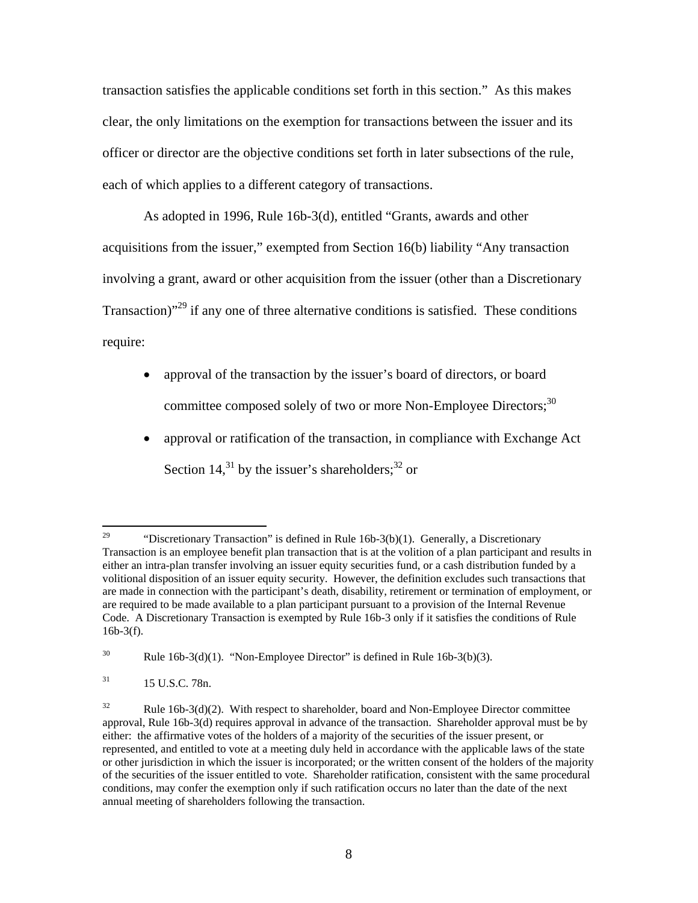transaction satisfies the applicable conditions set forth in this section." As this makes clear, the only limitations on the exemption for transactions between the issuer and its officer or director are the objective conditions set forth in later subsections of the rule, each of which applies to a different category of transactions.

As adopted in 1996, Rule 16b-3(d), entitled "Grants, awards and other acquisitions from the issuer," exempted from Section 16(b) liability "Any transaction involving a grant, award or other acquisition from the issuer (other than a Discretionary Transaction)"[29] if any one of three alternative conditions is satisfied. These conditions require:

- approval of the transaction by the issuer's board of directors, or board committee composed solely of two or more Non-Employee Directors;[30]
- approval or ratification of the transaction, in compliance with Exchange Act Section 14,[31] by the issuer's shareholders;[32] or

---

[29] "Discretionary Transaction" is defined in Rule 16b-3(b)(1). Generally, a Discretionary Transaction is an employee benefit plan transaction that is at the volition of a plan participant and results in either an intra-plan transfer involving an issuer equity securities fund, or a cash distribution funded by a volitional disposition of an issuer equity security. However, the definition excludes such transactions that are made in connection with the participant's death, disability, retirement or termination of employment, or are required to be made available to a plan participant pursuant to a provision of the Internal Revenue Code. A Discretionary Transaction is exempted by Rule 16b-3 only if it satisfies the conditions of Rule 16b-3(f).

[30] Rule 16b-3(d)(1). "Non-Employee Director" is defined in Rule 16b-3(b)(3).

[31] 15 U.S.C. 78n.

[32] Rule 16b-3(d)(2). With respect to shareholder, board and Non-Employee Director committee approval, Rule 16b-3(d) requires approval in advance of the transaction. Shareholder approval must be by either: the affirmative votes of the holders of a majority of the securities of the issuer present, or represented, and entitled to vote at a meeting duly held in accordance with the applicable laws of the state or other jurisdiction in which the issuer is incorporated; or the written consent of the holders of the majority of the securities of the issuer entitled to vote. Shareholder ratification, consistent with the same procedural conditions, may confer the exemption only if such ratification occurs no later than the date of the next annual meeting of shareholders following the transaction.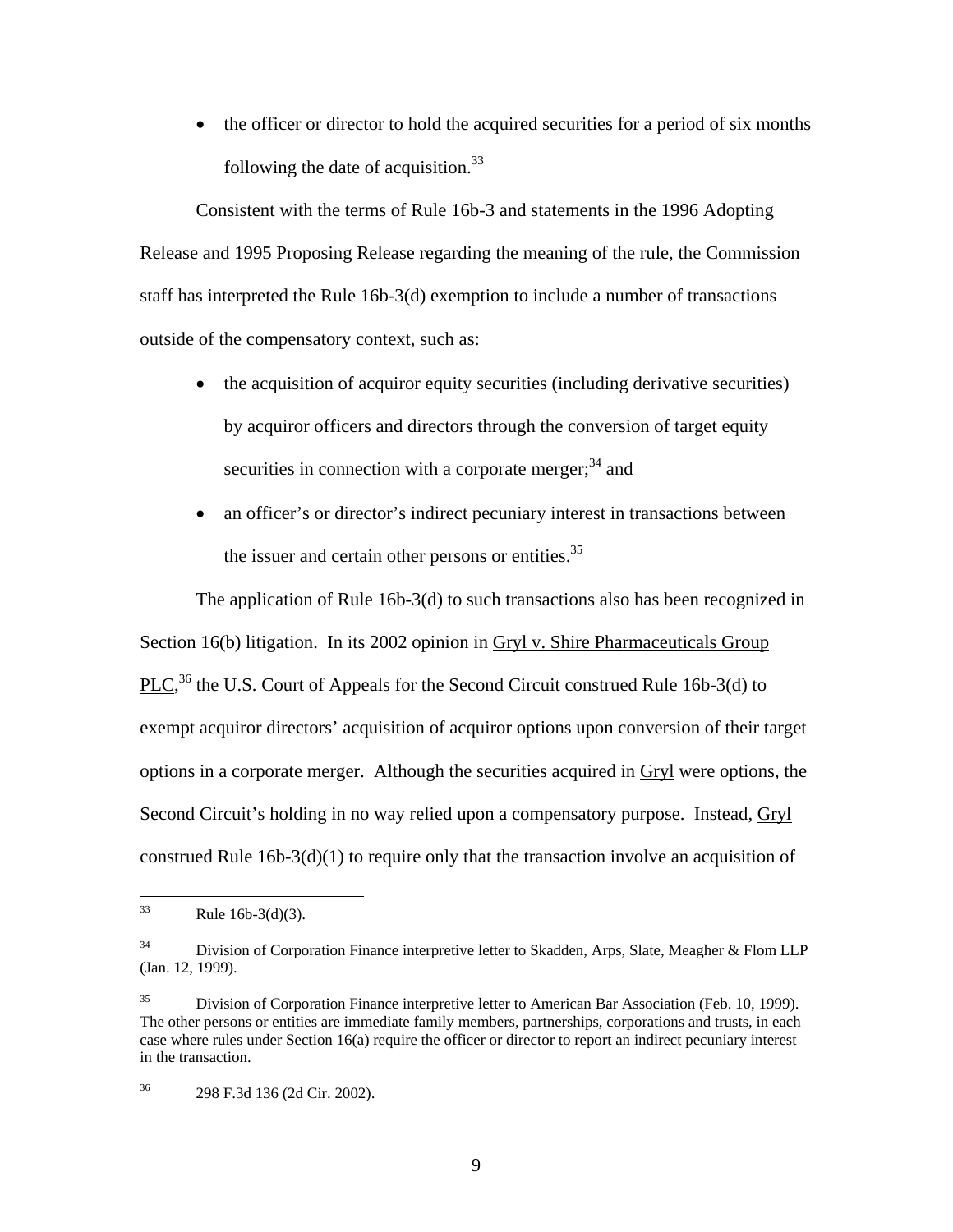- the officer or director to hold the acquired securities for a period of six months following the date of acquisition.[33]

Consistent with the terms of Rule 16b-3 and statements in the 1996 Adopting Release and 1995 Proposing Release regarding the meaning of the rule, the Commission staff has interpreted the Rule 16b-3(d) exemption to include a number of transactions outside of the compensatory context, such as:

- the acquisition of acquiror equity securities (including derivative securities) by acquiror officers and directors through the conversion of target equity securities in connection with a corporate merger;[34] and
- an officer's or director's indirect pecuniary interest in transactions between the issuer and certain other persons or entities.[35]

The application of Rule 16b-3(d) to such transactions also has been recognized in Section 16(b) litigation. In its 2002 opinion in Gryl v. Shire Pharmaceuticals Group PLC,[36] the U.S. Court of Appeals for the Second Circuit construed Rule 16b-3(d) to exempt acquiror directors' acquisition of acquiror options upon conversion of their target options in a corporate merger. Although the securities acquired in Gryl were options, the Second Circuit's holding in no way relied upon a compensatory purpose. Instead, Gryl construed Rule 16b-3(d)(1) to require only that the transaction involve an acquisition of

---

[33] Rule 16b-3(d)(3).

[34] Division of Corporation Finance interpretive letter to Skadden, Arps, Slate, Meagher & Flom LLP (Jan. 12, 1999).

[35] Division of Corporation Finance interpretive letter to American Bar Association (Feb. 10, 1999). The other persons or entities are immediate family members, partnerships, corporations and trusts, in each case where rules under Section 16(a) require the officer or director to report an indirect pecuniary interest in the transaction.

[36] 298 F.3d 136 (2d Cir. 2002).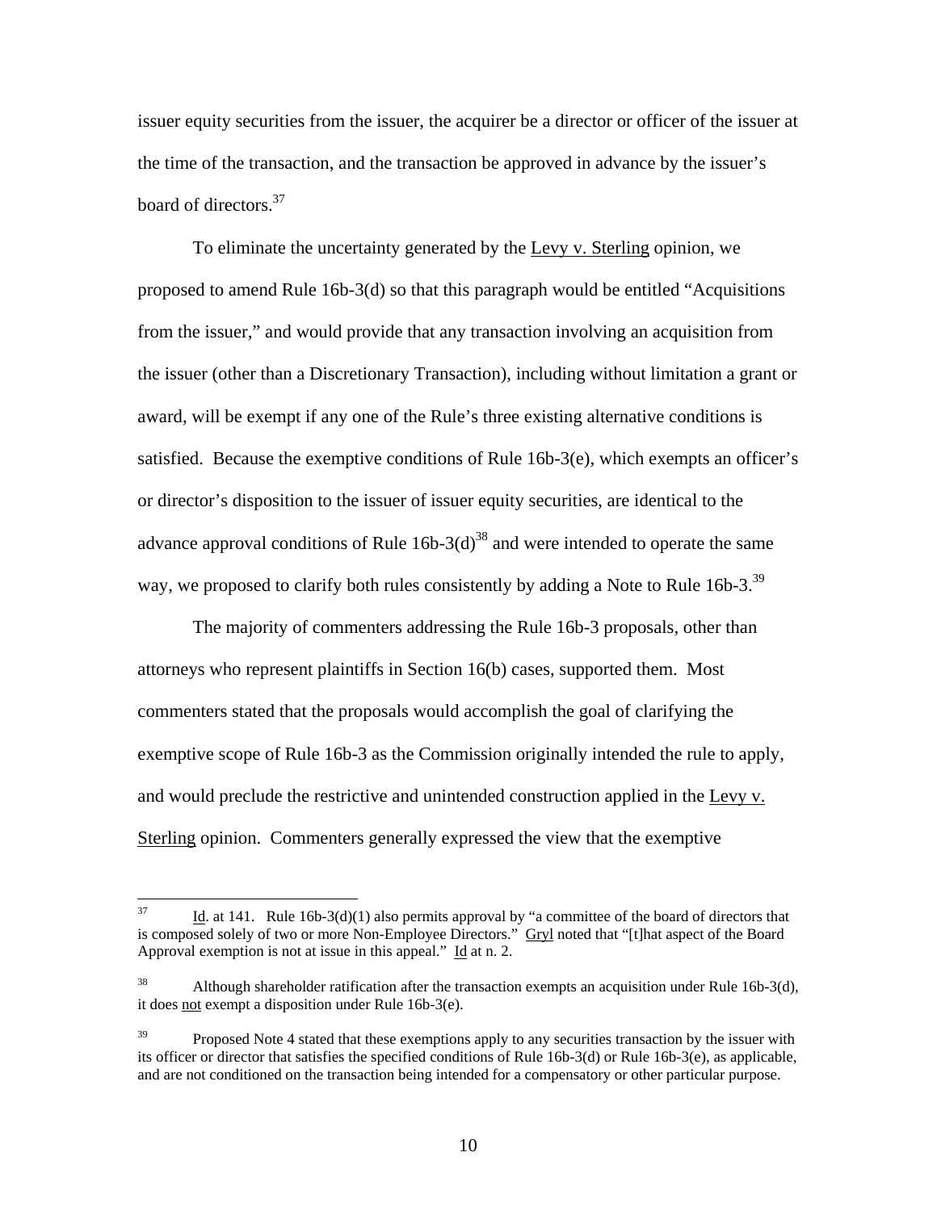issuer equity securities from the issuer, the acquirer be a director or officer of the issuer at the time of the transaction, and the transaction be approved in advance by the issuer's board of directors.[37]

To eliminate the uncertainty generated by the Levy v. Sterling opinion, we proposed to amend Rule 16b-3(d) so that this paragraph would be entitled "Acquisitions from the issuer," and would provide that any transaction involving an acquisition from the issuer (other than a Discretionary Transaction), including without limitation a grant or award, will be exempt if any one of the Rule's three existing alternative conditions is satisfied. Because the exemptive conditions of Rule 16b-3(e), which exempts an officer's or director's disposition to the issuer of issuer equity securities, are identical to the advance approval conditions of Rule 16b-3(d)[38] and were intended to operate the same way, we proposed to clarify both rules consistently by adding a Note to Rule 16b-3.[39]

The majority of commenters addressing the Rule 16b-3 proposals, other than attorneys who represent plaintiffs in Section 16(b) cases, supported them. Most commenters stated that the proposals would accomplish the goal of clarifying the exemptive scope of Rule 16b-3 as the Commission originally intended the rule to apply, and would preclude the restrictive and unintended construction applied in the Levy v. Sterling opinion. Commenters generally expressed the view that the exemptive

---

[37] Id. at 141. Rule 16b-3(d)(1) also permits approval by "a committee of the board of directors that is composed solely of two or more Non-Employee Directors." Gryl noted that "[t]hat aspect of the Board Approval exemption is not at issue in this appeal." Id at n. 2.

[38] Although shareholder ratification after the transaction exempts an acquisition under Rule 16b-3(d), it does not exempt a disposition under Rule 16b-3(e).

[39] Proposed Note 4 stated that these exemptions apply to any securities transaction by the issuer with its officer or director that satisfies the specified conditions of Rule 16b-3(d) or Rule 16b-3(e), as applicable, and are not conditioned on the transaction being intended for a compensatory or other particular purpose.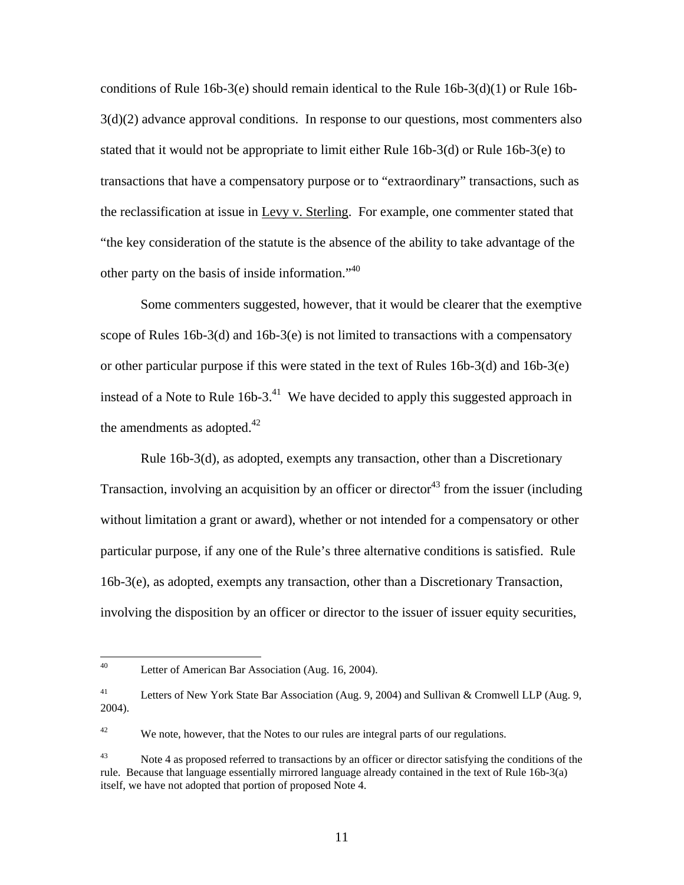conditions of Rule 16b-3(e) should remain identical to the Rule 16b-3(d)(1) or Rule 16b-3(d)(2) advance approval conditions. In response to our questions, most commenters also stated that it would not be appropriate to limit either Rule 16b-3(d) or Rule 16b-3(e) to transactions that have a compensatory purpose or to "extraordinary" transactions, such as the reclassification at issue in Levy v. Sterling. For example, one commenter stated that "the key consideration of the statute is the absence of the ability to take advantage of the other party on the basis of inside information."[40]

Some commenters suggested, however, that it would be clearer that the exemptive scope of Rules 16b-3(d) and 16b-3(e) is not limited to transactions with a compensatory or other particular purpose if this were stated in the text of Rules 16b-3(d) and 16b-3(e) instead of a Note to Rule 16b-3.[41] We have decided to apply this suggested approach in the amendments as adopted.[42]

Rule 16b-3(d), as adopted, exempts any transaction, other than a Discretionary Transaction, involving an acquisition by an officer or director[43] from the issuer (including without limitation a grant or award), whether or not intended for a compensatory or other particular purpose, if any one of the Rule's three alternative conditions is satisfied. Rule 16b-3(e), as adopted, exempts any transaction, other than a Discretionary Transaction, involving the disposition by an officer or director to the issuer of issuer equity securities,

---

[40] Letter of American Bar Association (Aug. 16, 2004).

[41] Letters of New York State Bar Association (Aug. 9, 2004) and Sullivan & Cromwell LLP (Aug. 9, 2004).

[42] We note, however, that the Notes to our rules are integral parts of our regulations.

[43] Note 4 as proposed referred to transactions by an officer or director satisfying the conditions of the rule. Because that language essentially mirrored language already contained in the text of Rule 16b-3(a) itself, we have not adopted that portion of proposed Note 4.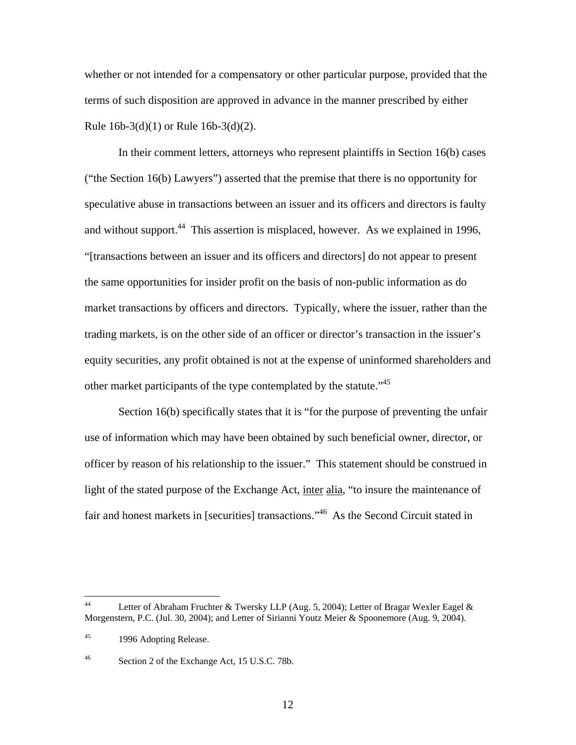whether or not intended for a compensatory or other particular purpose, provided that the terms of such disposition are approved in advance in the manner prescribed by either Rule 16b-3(d)(1) or Rule 16b-3(d)(2).

In their comment letters, attorneys who represent plaintiffs in Section 16(b) cases ("the Section 16(b) Lawyers") asserted that the premise that there is no opportunity for speculative abuse in transactions between an issuer and its officers and directors is faulty and without support.[44] This assertion is misplaced, however. As we explained in 1996, "[transactions between an issuer and its officers and directors] do not appear to present the same opportunities for insider profit on the basis of non-public information as do market transactions by officers and directors. Typically, where the issuer, rather than the trading markets, is on the other side of an officer or director's transaction in the issuer's equity securities, any profit obtained is not at the expense of uninformed shareholders and other market participants of the type contemplated by the statute."[45]

Section 16(b) specifically states that it is "for the purpose of preventing the unfair use of information which may have been obtained by such beneficial owner, director, or officer by reason of his relationship to the issuer." This statement should be construed in light of the stated purpose of the Exchange Act, inter alia, "to insure the maintenance of fair and honest markets in [securities] transactions."[46] As the Second Circuit stated in

---

[44] Letter of Abraham Fruchter & Twersky LLP (Aug. 5, 2004); Letter of Bragar Wexler Eagel & Morgenstern, P.C. (Jul. 30, 2004); and Letter of Sirianni Youtz Meier & Spoonemore (Aug. 9, 2004).

[45] 1996 Adopting Release.

[46] Section 2 of the Exchange Act, 15 U.S.C. 78b.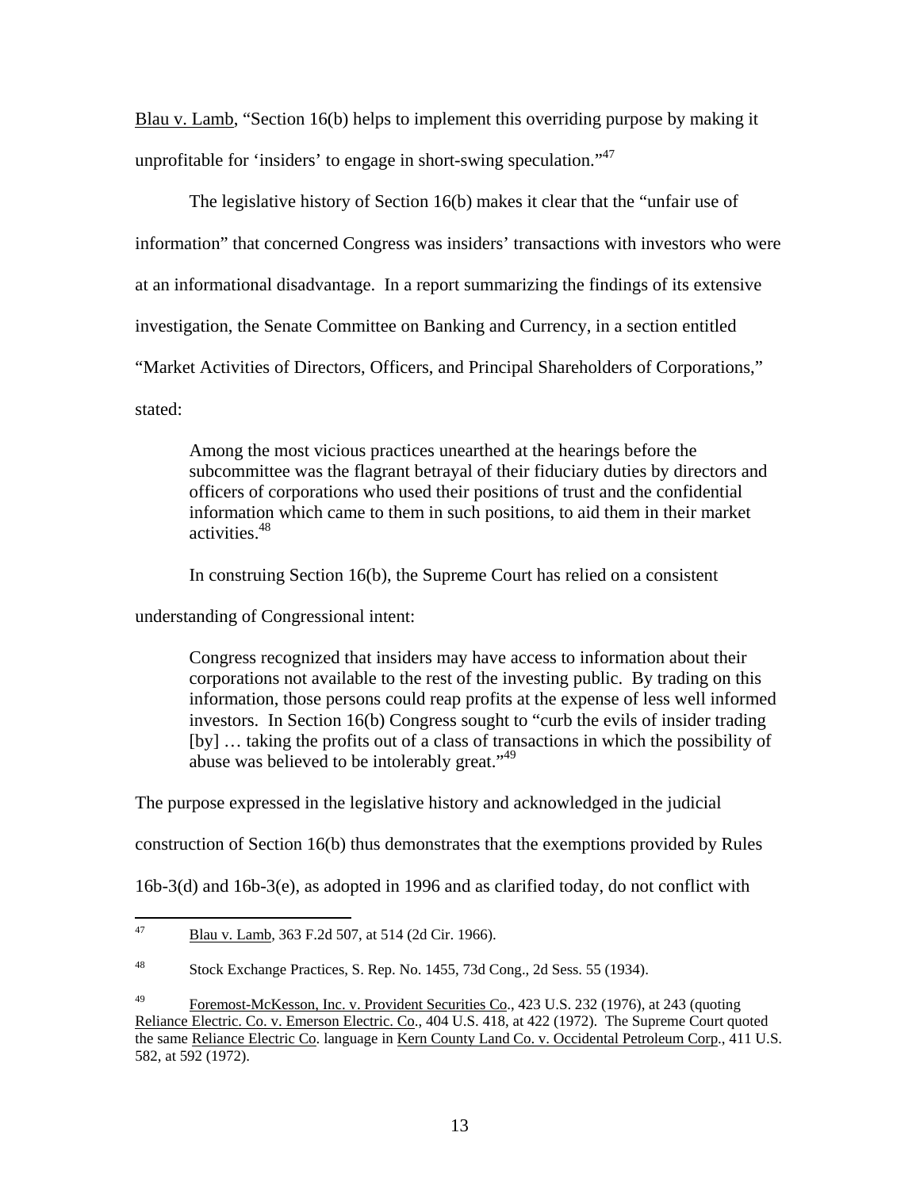Blau v. Lamb, "Section 16(b) helps to implement this overriding purpose by making it unprofitable for 'insiders' to engage in short-swing speculation."[47]

The legislative history of Section 16(b) makes it clear that the "unfair use of information" that concerned Congress was insiders' transactions with investors who were at an informational disadvantage. In a report summarizing the findings of its extensive investigation, the Senate Committee on Banking and Currency, in a section entitled "Market Activities of Directors, Officers, and Principal Shareholders of Corporations," stated:

> Among the most vicious practices unearthed at the hearings before the subcommittee was the flagrant betrayal of their fiduciary duties by directors and officers of corporations who used their positions of trust and the confidential information which came to them in such positions, to aid them in their market activities.[48]

In construing Section 16(b), the Supreme Court has relied on a consistent understanding of Congressional intent:

> Congress recognized that insiders may have access to information about their corporations not available to the rest of the investing public. By trading on this information, those persons could reap profits at the expense of less well informed investors. In Section 16(b) Congress sought to "curb the evils of insider trading [by] … taking the profits out of a class of transactions in which the possibility of abuse was believed to be intolerably great."[49]

The purpose expressed in the legislative history and acknowledged in the judicial construction of Section 16(b) thus demonstrates that the exemptions provided by Rules 16b-3(d) and 16b-3(e), as adopted in 1996 and as clarified today, do not conflict with

---

[47] Blau v. Lamb, 363 F.2d 507, at 514 (2d Cir. 1966).

[48] Stock Exchange Practices, S. Rep. No. 1455, 73d Cong., 2d Sess. 55 (1934).

[49] Foremost-McKesson, Inc. v. Provident Securities Co., 423 U.S. 232 (1976), at 243 (quoting Reliance Electric. Co. v. Emerson Electric. Co., 404 U.S. 418, at 422 (1972). The Supreme Court quoted the same Reliance Electric Co. language in Kern County Land Co. v. Occidental Petroleum Corp., 411 U.S. 582, at 592 (1972).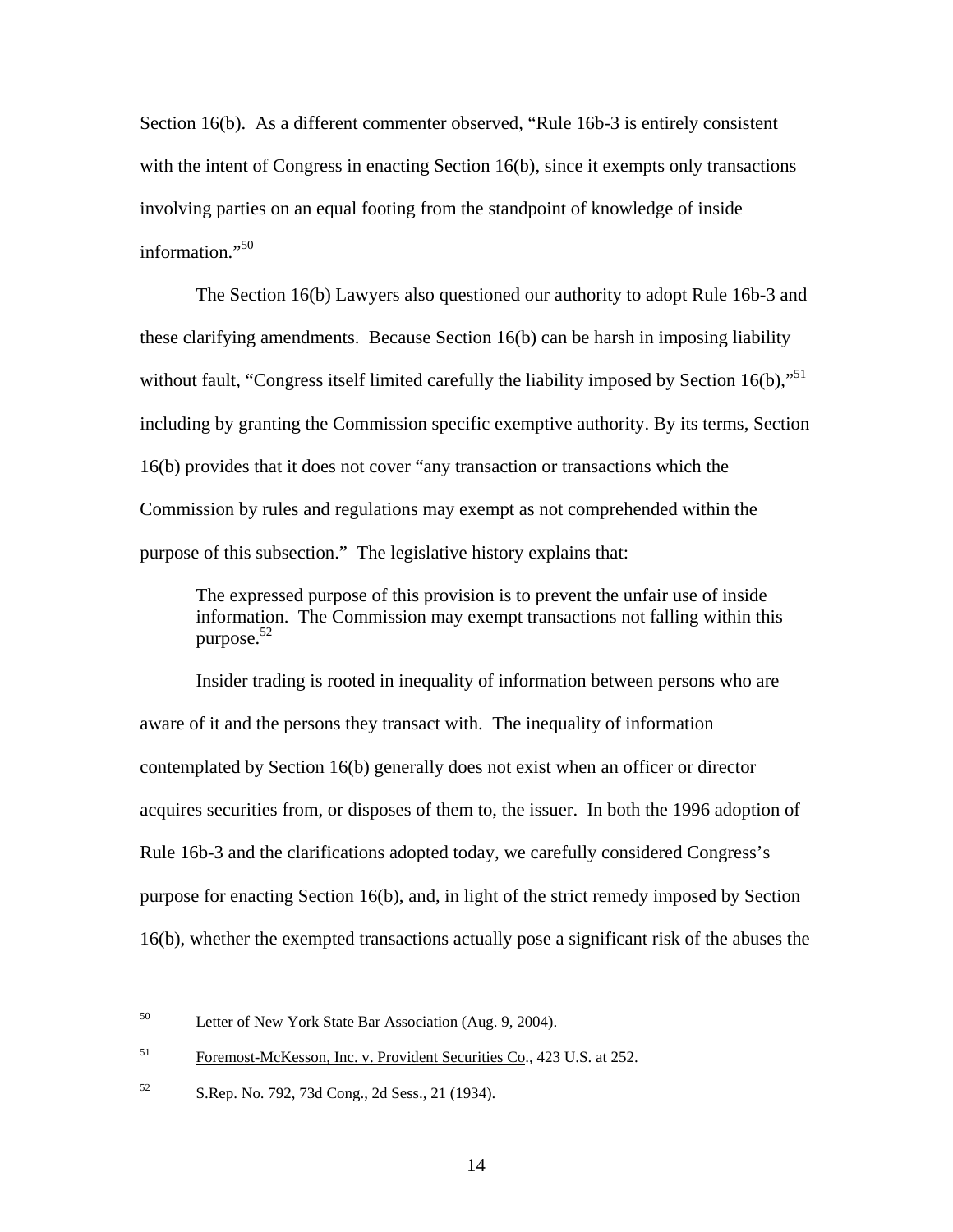Section 16(b). As a different commenter observed, "Rule 16b-3 is entirely consistent with the intent of Congress in enacting Section 16(b), since it exempts only transactions involving parties on an equal footing from the standpoint of knowledge of inside information."[50]

The Section 16(b) Lawyers also questioned our authority to adopt Rule 16b-3 and these clarifying amendments. Because Section 16(b) can be harsh in imposing liability without fault, "Congress itself limited carefully the liability imposed by Section 16(b),"[51] including by granting the Commission specific exemptive authority. By its terms, Section 16(b) provides that it does not cover "any transaction or transactions which the Commission by rules and regulations may exempt as not comprehended within the purpose of this subsection." The legislative history explains that:

> The expressed purpose of this provision is to prevent the unfair use of inside information. The Commission may exempt transactions not falling within this purpose.[52]

Insider trading is rooted in inequality of information between persons who are aware of it and the persons they transact with. The inequality of information contemplated by Section 16(b) generally does not exist when an officer or director acquires securities from, or disposes of them to, the issuer. In both the 1996 adoption of Rule 16b-3 and the clarifications adopted today, we carefully considered Congress's purpose for enacting Section 16(b), and, in light of the strict remedy imposed by Section 16(b), whether the exempted transactions actually pose a significant risk of the abuses the

---

[50] Letter of New York State Bar Association (Aug. 9, 2004).

[51] Foremost-McKesson, Inc. v. Provident Securities Co., 423 U.S. at 252.

[52] S.Rep. No. 792, 73d Cong., 2d Sess., 21 (1934).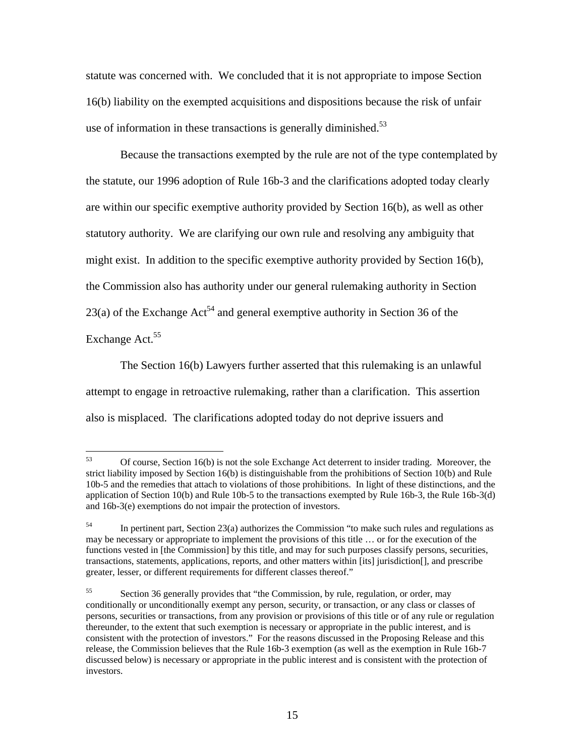statute was concerned with. We concluded that it is not appropriate to impose Section 16(b) liability on the exempted acquisitions and dispositions because the risk of unfair use of information in these transactions is generally diminished.[53]

Because the transactions exempted by the rule are not of the type contemplated by the statute, our 1996 adoption of Rule 16b-3 and the clarifications adopted today clearly are within our specific exemptive authority provided by Section 16(b), as well as other statutory authority. We are clarifying our own rule and resolving any ambiguity that might exist. In addition to the specific exemptive authority provided by Section 16(b), the Commission also has authority under our general rulemaking authority in Section 23(a) of the Exchange Act[54] and general exemptive authority in Section 36 of the Exchange Act.[55]

The Section 16(b) Lawyers further asserted that this rulemaking is an unlawful attempt to engage in retroactive rulemaking, rather than a clarification. This assertion also is misplaced. The clarifications adopted today do not deprive issuers and

---

[53] Of course, Section 16(b) is not the sole Exchange Act deterrent to insider trading. Moreover, the strict liability imposed by Section 16(b) is distinguishable from the prohibitions of Section 10(b) and Rule 10b-5 and the remedies that attach to violations of those prohibitions. In light of these distinctions, and the application of Section 10(b) and Rule 10b-5 to the transactions exempted by Rule 16b-3, the Rule 16b-3(d) and 16b-3(e) exemptions do not impair the protection of investors.

[54] In pertinent part, Section 23(a) authorizes the Commission "to make such rules and regulations as may be necessary or appropriate to implement the provisions of this title … or for the execution of the functions vested in [the Commission] by this title, and may for such purposes classify persons, securities, transactions, statements, applications, reports, and other matters within [its] jurisdiction[], and prescribe greater, lesser, or different requirements for different classes thereof."

[55] Section 36 generally provides that "the Commission, by rule, regulation, or order, may conditionally or unconditionally exempt any person, security, or transaction, or any class or classes of persons, securities or transactions, from any provision or provisions of this title or of any rule or regulation thereunder, to the extent that such exemption is necessary or appropriate in the public interest, and is consistent with the protection of investors." For the reasons discussed in the Proposing Release and this release, the Commission believes that the Rule 16b-3 exemption (as well as the exemption in Rule 16b-7 discussed below) is necessary or appropriate in the public interest and is consistent with the protection of investors.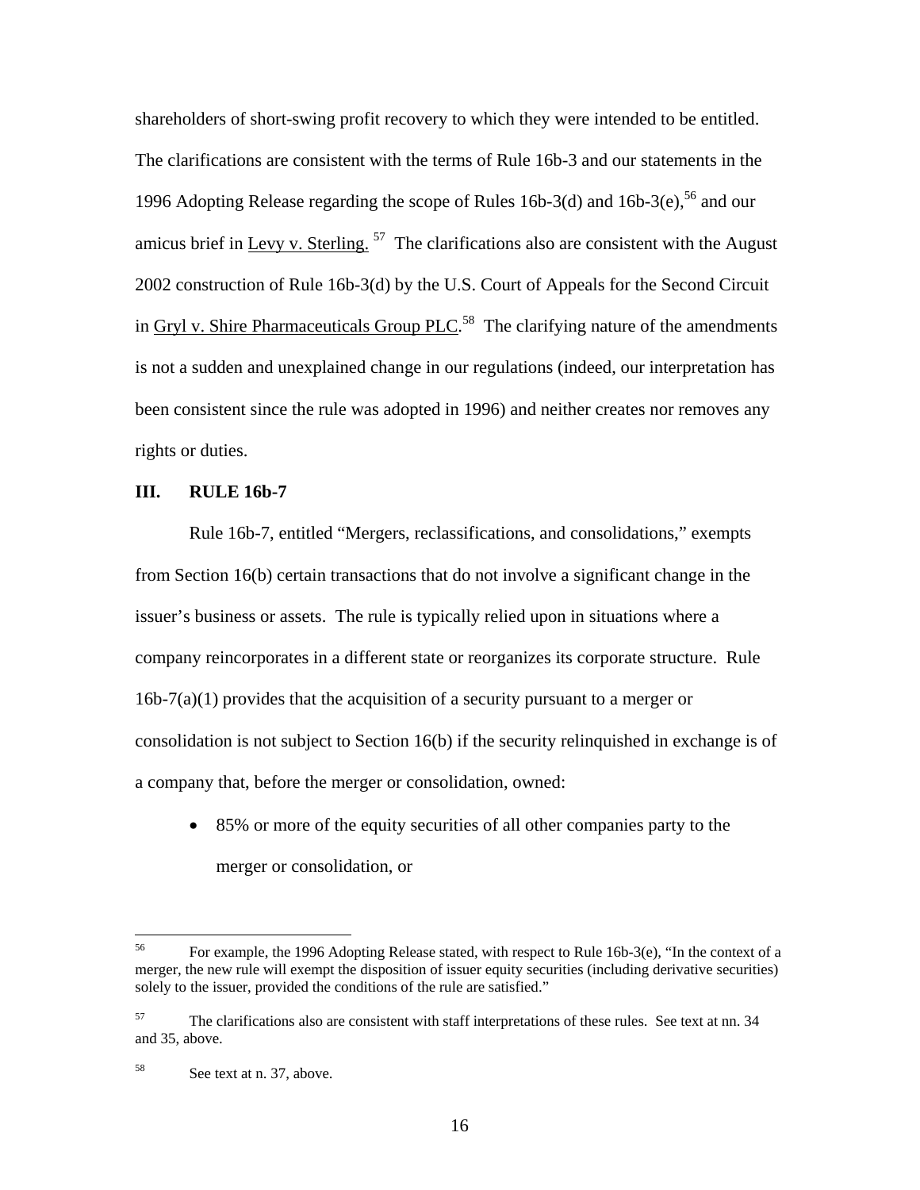shareholders of short-swing profit recovery to which they were intended to be entitled. The clarifications are consistent with the terms of Rule 16b-3 and our statements in the 1996 Adopting Release regarding the scope of Rules 16b-3(d) and 16b-3(e),[56] and our amicus brief in Levy v. Sterling.[57] The clarifications also are consistent with the August 2002 construction of Rule 16b-3(d) by the U.S. Court of Appeals for the Second Circuit in Gryl v. Shire Pharmaceuticals Group PLC.[58] The clarifying nature of the amendments is not a sudden and unexplained change in our regulations (indeed, our interpretation has been consistent since the rule was adopted in 1996) and neither creates nor removes any rights or duties.

## III. RULE 16b-7

Rule 16b-7, entitled "Mergers, reclassifications, and consolidations," exempts from Section 16(b) certain transactions that do not involve a significant change in the issuer's business or assets. The rule is typically relied upon in situations where a company reincorporates in a different state or reorganizes its corporate structure. Rule 16b-7(a)(1) provides that the acquisition of a security pursuant to a merger or consolidation is not subject to Section 16(b) if the security relinquished in exchange is of a company that, before the merger or consolidation, owned:

- 85% or more of the equity securities of all other companies party to the merger or consolidation, or

---

[56] For example, the 1996 Adopting Release stated, with respect to Rule 16b-3(e), "In the context of a merger, the new rule will exempt the disposition of issuer equity securities (including derivative securities) solely to the issuer, provided the conditions of the rule are satisfied."

[57] The clarifications also are consistent with staff interpretations of these rules. See text at nn. 34 and 35, above.

[58] See text at n. 37, above.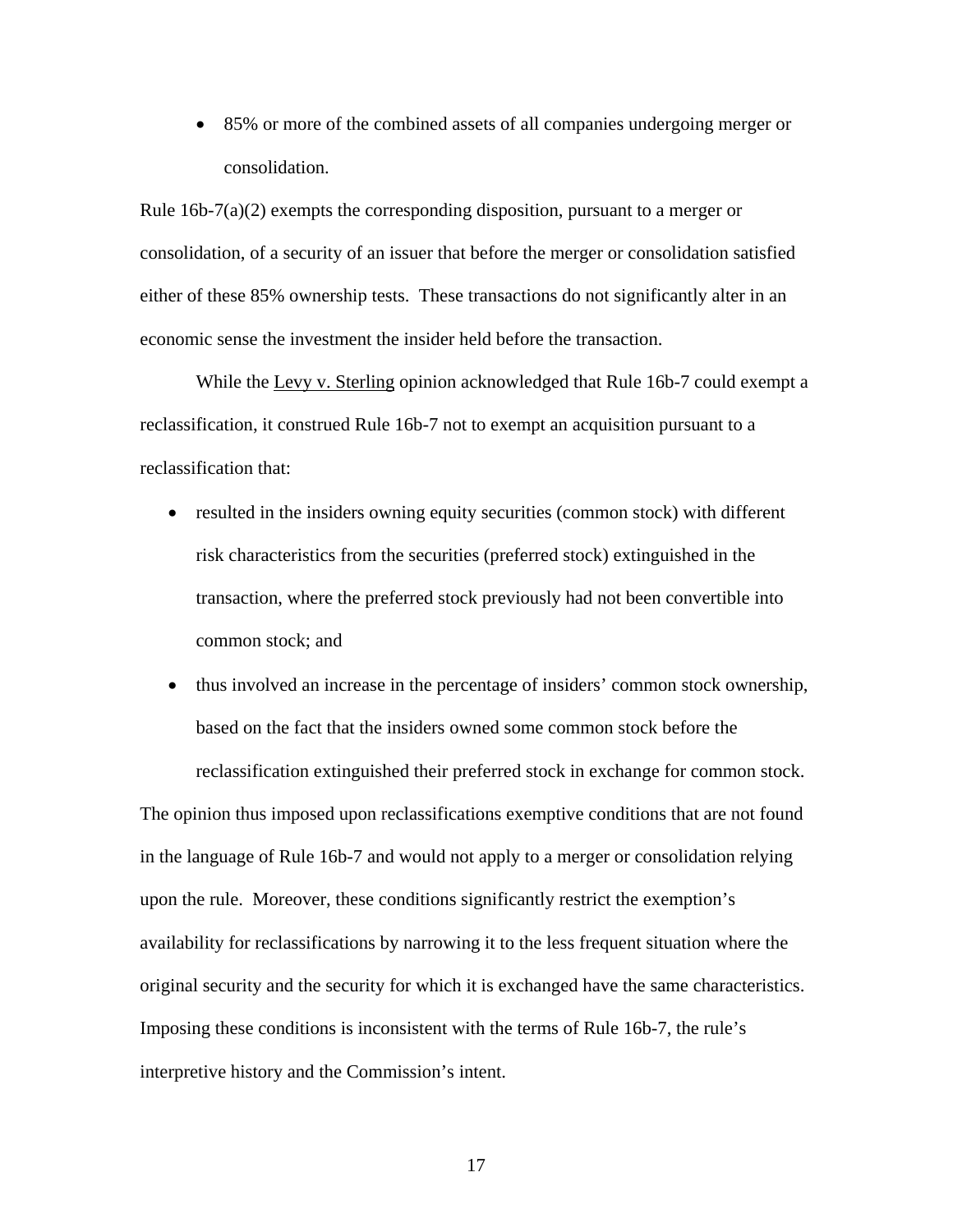- 85% or more of the combined assets of all companies undergoing merger or consolidation.

Rule 16b-7(a)(2) exempts the corresponding disposition, pursuant to a merger or consolidation, of a security of an issuer that before the merger or consolidation satisfied either of these 85% ownership tests. These transactions do not significantly alter in an economic sense the investment the insider held before the transaction.

While the Levy v. Sterling opinion acknowledged that Rule 16b-7 could exempt a reclassification, it construed Rule 16b-7 not to exempt an acquisition pursuant to a reclassification that:

- resulted in the insiders owning equity securities (common stock) with different risk characteristics from the securities (preferred stock) extinguished in the transaction, where the preferred stock previously had not been convertible into common stock; and
- thus involved an increase in the percentage of insiders' common stock ownership, based on the fact that the insiders owned some common stock before the reclassification extinguished their preferred stock in exchange for common stock.

The opinion thus imposed upon reclassifications exemptive conditions that are not found in the language of Rule 16b-7 and would not apply to a merger or consolidation relying upon the rule. Moreover, these conditions significantly restrict the exemption's availability for reclassifications by narrowing it to the less frequent situation where the original security and the security for which it is exchanged have the same characteristics. Imposing these conditions is inconsistent with the terms of Rule 16b-7, the rule's interpretive history and the Commission's intent.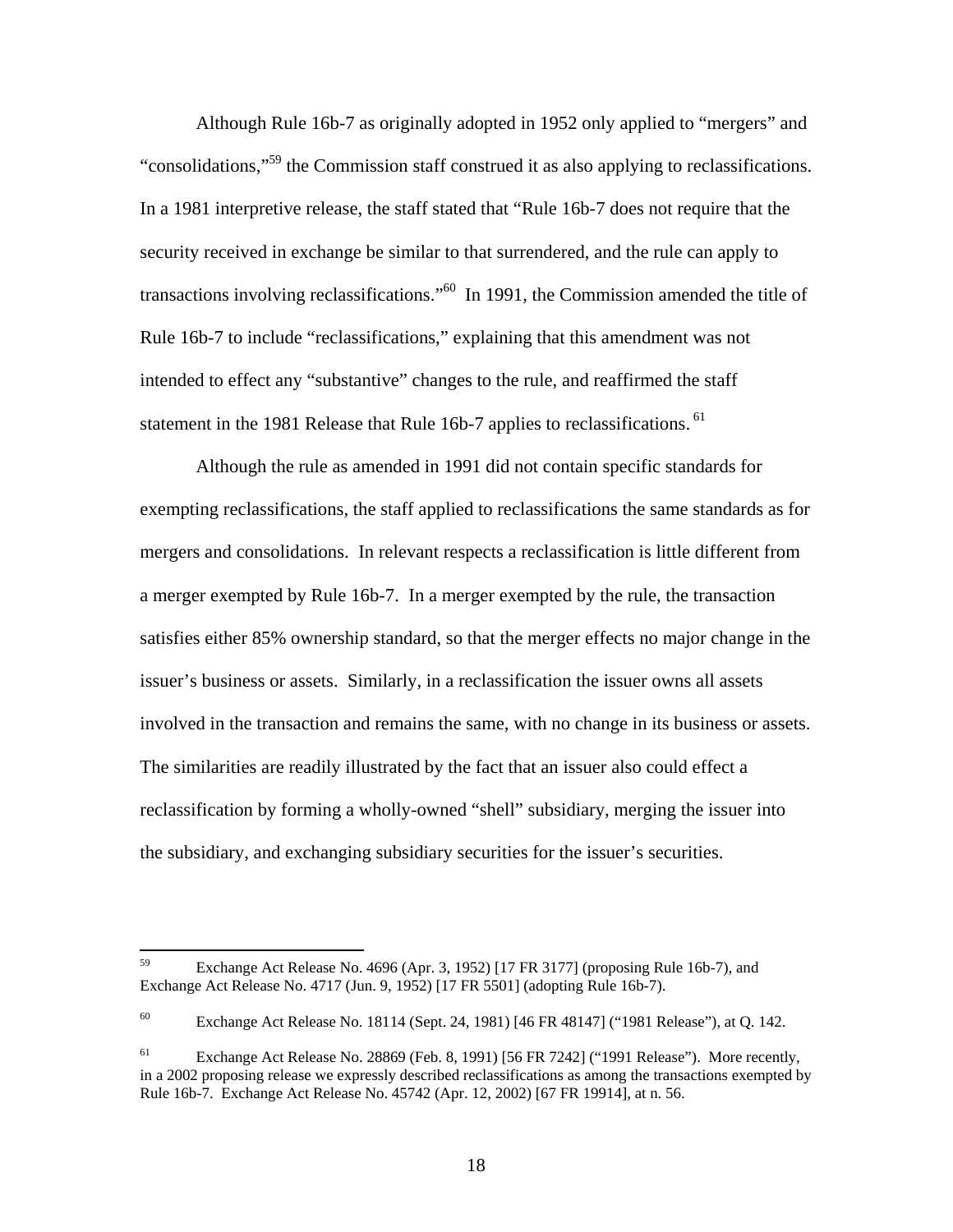Although Rule 16b-7 as originally adopted in 1952 only applied to "mergers" and "consolidations,"[59] the Commission staff construed it as also applying to reclassifications. In a 1981 interpretive release, the staff stated that "Rule 16b-7 does not require that the security received in exchange be similar to that surrendered, and the rule can apply to transactions involving reclassifications."[60] In 1991, the Commission amended the title of Rule 16b-7 to include "reclassifications," explaining that this amendment was not intended to effect any "substantive" changes to the rule, and reaffirmed the staff statement in the 1981 Release that Rule 16b-7 applies to reclassifications.[61]

Although the rule as amended in 1991 did not contain specific standards for exempting reclassifications, the staff applied to reclassifications the same standards as for mergers and consolidations. In relevant respects a reclassification is little different from a merger exempted by Rule 16b-7. In a merger exempted by the rule, the transaction satisfies either 85% ownership standard, so that the merger effects no major change in the issuer's business or assets. Similarly, in a reclassification the issuer owns all assets involved in the transaction and remains the same, with no change in its business or assets. The similarities are readily illustrated by the fact that an issuer also could effect a reclassification by forming a wholly-owned "shell" subsidiary, merging the issuer into the subsidiary, and exchanging subsidiary securities for the issuer's securities.

---

[59] Exchange Act Release No. 4696 (Apr. 3, 1952) [17 FR 3177] (proposing Rule 16b-7), and Exchange Act Release No. 4717 (Jun. 9, 1952) [17 FR 5501] (adopting Rule 16b-7).

[60] Exchange Act Release No. 18114 (Sept. 24, 1981) [46 FR 48147] ("1981 Release"), at Q. 142.

[61] Exchange Act Release No. 28869 (Feb. 8, 1991) [56 FR 7242] ("1991 Release"). More recently, in a 2002 proposing release we expressly described reclassifications as among the transactions exempted by Rule 16b-7. Exchange Act Release No. 45742 (Apr. 12, 2002) [67 FR 19914], at n. 56.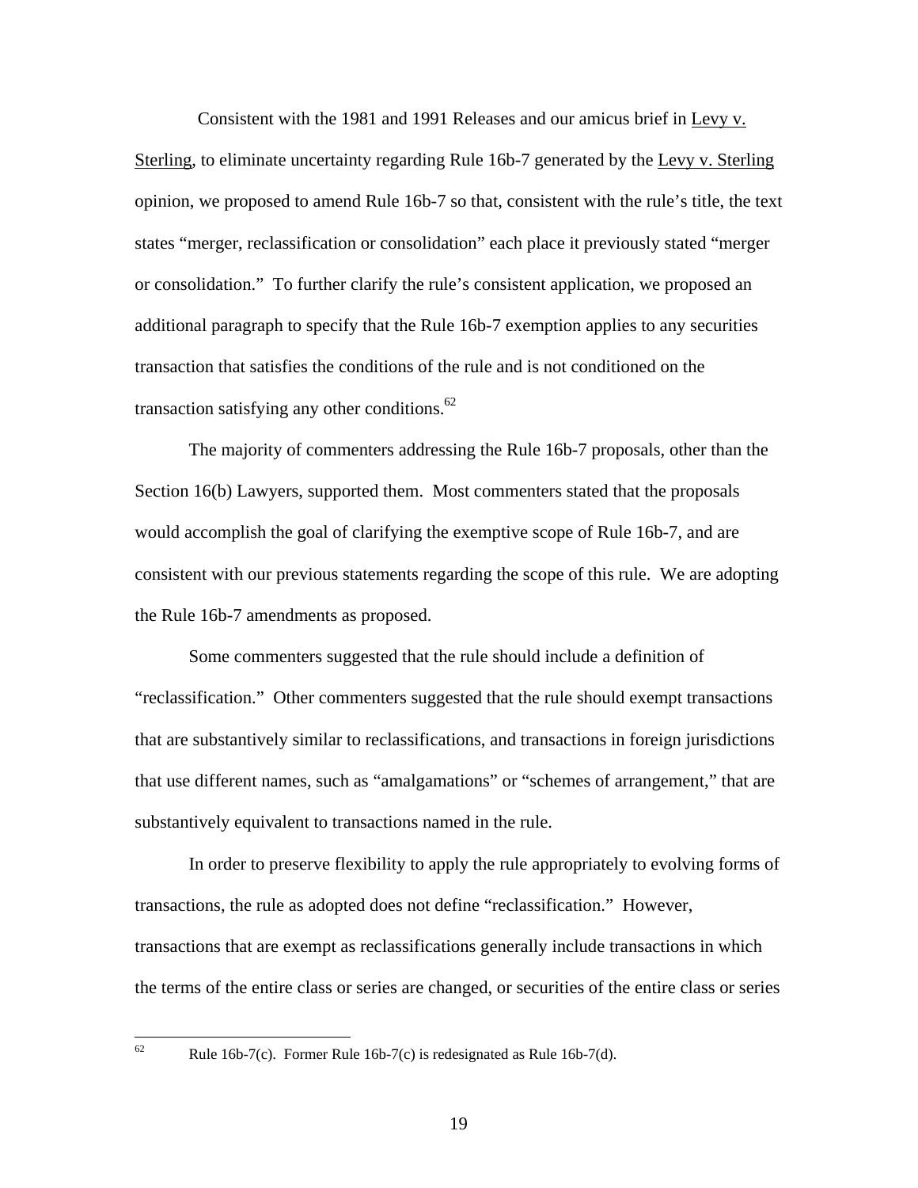Consistent with the 1981 and 1991 Releases and our amicus brief in Levy v. Sterling, to eliminate uncertainty regarding Rule 16b-7 generated by the Levy v. Sterling opinion, we proposed to amend Rule 16b-7 so that, consistent with the rule's title, the text states "merger, reclassification or consolidation" each place it previously stated "merger or consolidation." To further clarify the rule's consistent application, we proposed an additional paragraph to specify that the Rule 16b-7 exemption applies to any securities transaction that satisfies the conditions of the rule and is not conditioned on the transaction satisfying any other conditions.[62]

The majority of commenters addressing the Rule 16b-7 proposals, other than the Section 16(b) Lawyers, supported them. Most commenters stated that the proposals would accomplish the goal of clarifying the exemptive scope of Rule 16b-7, and are consistent with our previous statements regarding the scope of this rule. We are adopting the Rule 16b-7 amendments as proposed.

Some commenters suggested that the rule should include a definition of "reclassification." Other commenters suggested that the rule should exempt transactions that are substantively similar to reclassifications, and transactions in foreign jurisdictions that use different names, such as "amalgamations" or "schemes of arrangement," that are substantively equivalent to transactions named in the rule.

In order to preserve flexibility to apply the rule appropriately to evolving forms of transactions, the rule as adopted does not define "reclassification." However, transactions that are exempt as reclassifications generally include transactions in which the terms of the entire class or series are changed, or securities of the entire class or series

---

[62] Rule 16b-7(c). Former Rule 16b-7(c) is redesignated as Rule 16b-7(d).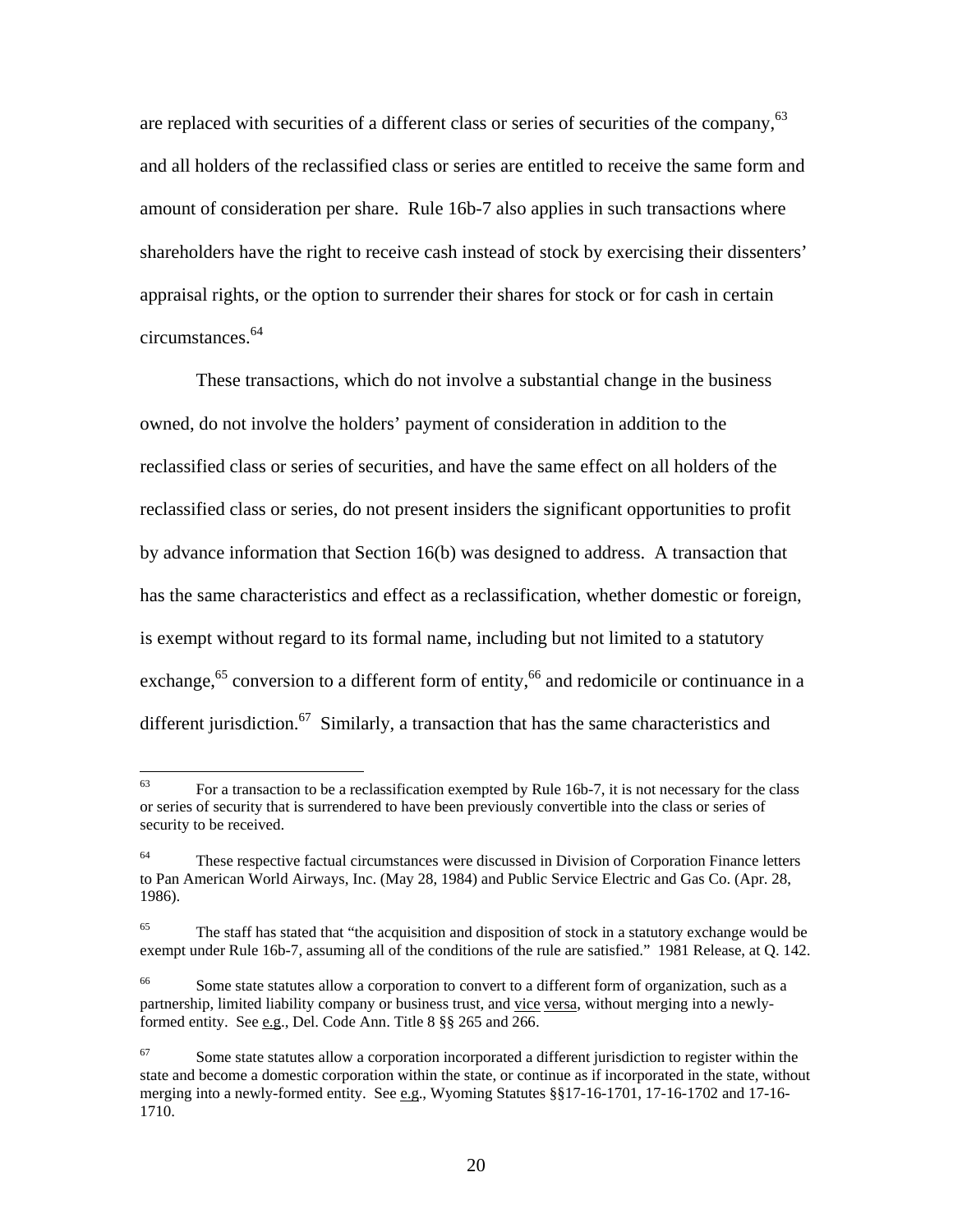are replaced with securities of a different class or series of securities of the company,[63] and all holders of the reclassified class or series are entitled to receive the same form and amount of consideration per share. Rule 16b-7 also applies in such transactions where shareholders have the right to receive cash instead of stock by exercising their dissenters' appraisal rights, or the option to surrender their shares for stock or for cash in certain circumstances.[64]

These transactions, which do not involve a substantial change in the business owned, do not involve the holders' payment of consideration in addition to the reclassified class or series of securities, and have the same effect on all holders of the reclassified class or series, do not present insiders the significant opportunities to profit by advance information that Section 16(b) was designed to address. A transaction that has the same characteristics and effect as a reclassification, whether domestic or foreign, is exempt without regard to its formal name, including but not limited to a statutory exchange,[65] conversion to a different form of entity,[66] and redomicile or continuance in a different jurisdiction.[67] Similarly, a transaction that has the same characteristics and

---

[63] For a transaction to be a reclassification exempted by Rule 16b-7, it is not necessary for the class or series of security that is surrendered to have been previously convertible into the class or series of security to be received.

[64] These respective factual circumstances were discussed in Division of Corporation Finance letters to Pan American World Airways, Inc. (May 28, 1984) and Public Service Electric and Gas Co. (Apr. 28, 1986).

[65] The staff has stated that "the acquisition and disposition of stock in a statutory exchange would be exempt under Rule 16b-7, assuming all of the conditions of the rule are satisfied." 1981 Release, at Q. 142.

[66] Some state statutes allow a corporation to convert to a different form of organization, such as a partnership, limited liability company or business trust, and vice versa, without merging into a newly-formed entity. See e.g., Del. Code Ann. Title 8 §§ 265 and 266.

[67] Some state statutes allow a corporation incorporated a different jurisdiction to register within the state and become a domestic corporation within the state, or continue as if incorporated in the state, without merging into a newly-formed entity. See e.g., Wyoming Statutes §§17-16-1701, 17-16-1702 and 17-16-1710.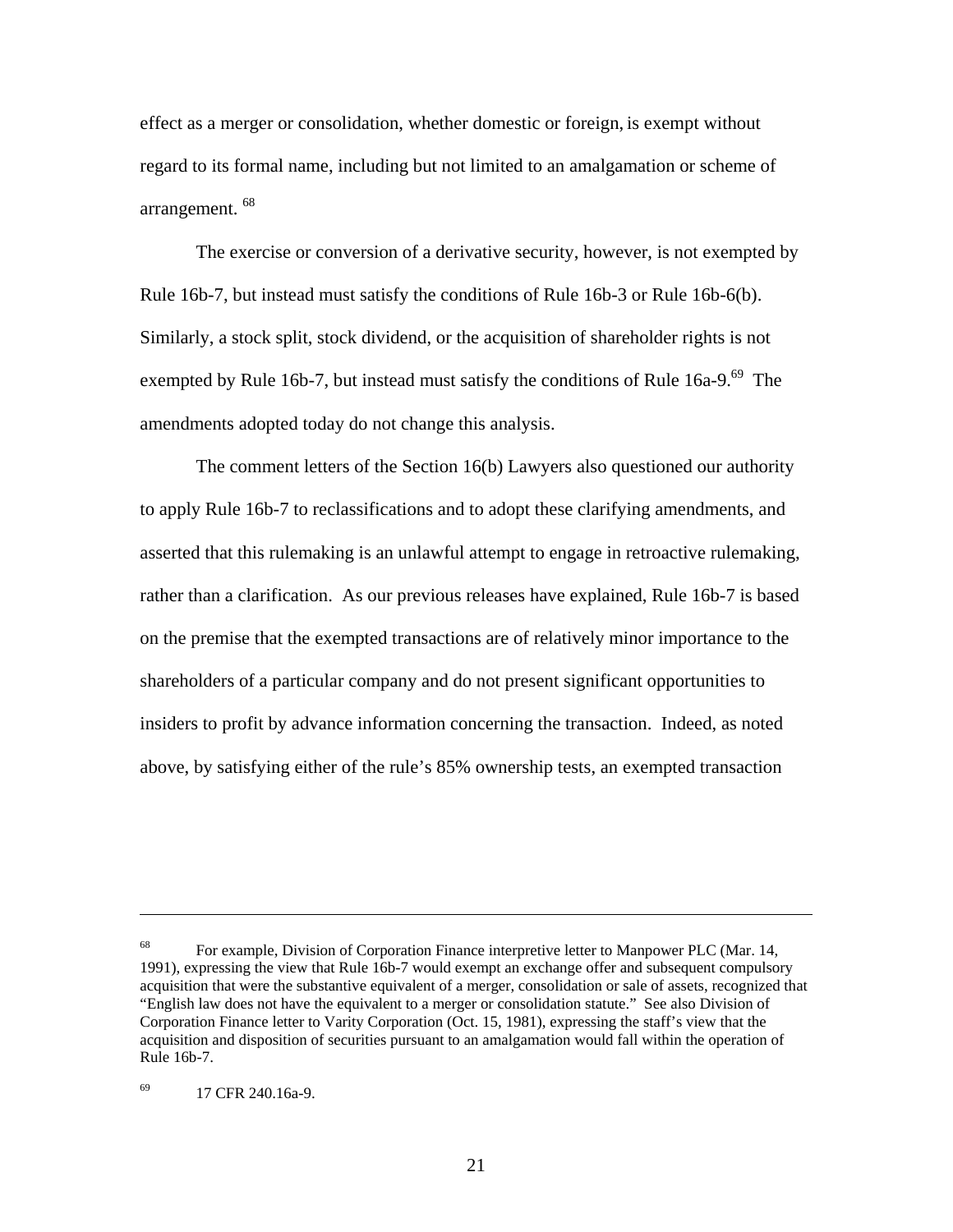effect as a merger or consolidation, whether domestic or foreign, is exempt without regard to its formal name, including but not limited to an amalgamation or scheme of arrangement. [68]

The exercise or conversion of a derivative security, however, is not exempted by Rule 16b-7, but instead must satisfy the conditions of Rule 16b-3 or Rule 16b-6(b). Similarly, a stock split, stock dividend, or the acquisition of shareholder rights is not exempted by Rule 16b-7, but instead must satisfy the conditions of Rule 16a-9.[69] The amendments adopted today do not change this analysis.

The comment letters of the Section 16(b) Lawyers also questioned our authority to apply Rule 16b-7 to reclassifications and to adopt these clarifying amendments, and asserted that this rulemaking is an unlawful attempt to engage in retroactive rulemaking, rather than a clarification. As our previous releases have explained, Rule 16b-7 is based on the premise that the exempted transactions are of relatively minor importance to the shareholders of a particular company and do not present significant opportunities to insiders to profit by advance information concerning the transaction. Indeed, as noted above, by satisfying either of the rule's 85% ownership tests, an exempted transaction

---

[68] For example, Division of Corporation Finance interpretive letter to Manpower PLC (Mar. 14, 1991), expressing the view that Rule 16b-7 would exempt an exchange offer and subsequent compulsory acquisition that were the substantive equivalent of a merger, consolidation or sale of assets, recognized that "English law does not have the equivalent to a merger or consolidation statute." See also Division of Corporation Finance letter to Varity Corporation (Oct. 15, 1981), expressing the staff's view that the acquisition and disposition of securities pursuant to an amalgamation would fall within the operation of Rule 16b-7.

[69] 17 CFR 240.16a-9.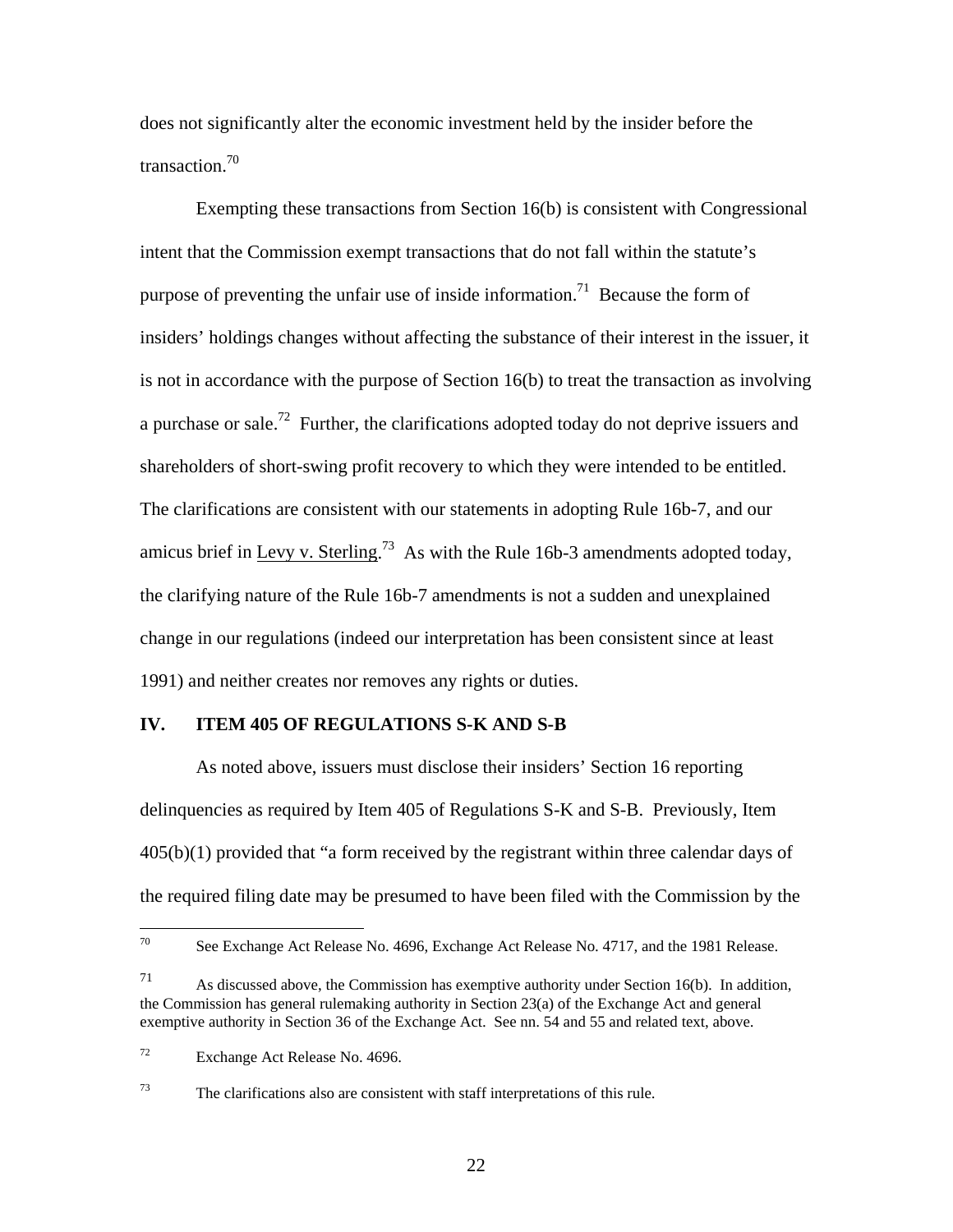does not significantly alter the economic investment held by the insider before the transaction.[70]

Exempting these transactions from Section 16(b) is consistent with Congressional intent that the Commission exempt transactions that do not fall within the statute's purpose of preventing the unfair use of inside information.[71] Because the form of insiders' holdings changes without affecting the substance of their interest in the issuer, it is not in accordance with the purpose of Section 16(b) to treat the transaction as involving a purchase or sale.[72] Further, the clarifications adopted today do not deprive issuers and shareholders of short-swing profit recovery to which they were intended to be entitled. The clarifications are consistent with our statements in adopting Rule 16b-7, and our amicus brief in Levy v. Sterling.[73] As with the Rule 16b-3 amendments adopted today, the clarifying nature of the Rule 16b-7 amendments is not a sudden and unexplained change in our regulations (indeed our interpretation has been consistent since at least 1991) and neither creates nor removes any rights or duties.

## IV. ITEM 405 OF REGULATIONS S-K AND S-B

As noted above, issuers must disclose their insiders' Section 16 reporting delinquencies as required by Item 405 of Regulations S-K and S-B. Previously, Item 405(b)(1) provided that "a form received by the registrant within three calendar days of the required filing date may be presumed to have been filed with the Commission by the

---

[70] See Exchange Act Release No. 4696, Exchange Act Release No. 4717, and the 1981 Release.

[71] As discussed above, the Commission has exemptive authority under Section 16(b). In addition, the Commission has general rulemaking authority in Section 23(a) of the Exchange Act and general exemptive authority in Section 36 of the Exchange Act. See nn. 54 and 55 and related text, above.

[72] Exchange Act Release No. 4696.

[73] The clarifications also are consistent with staff interpretations of this rule.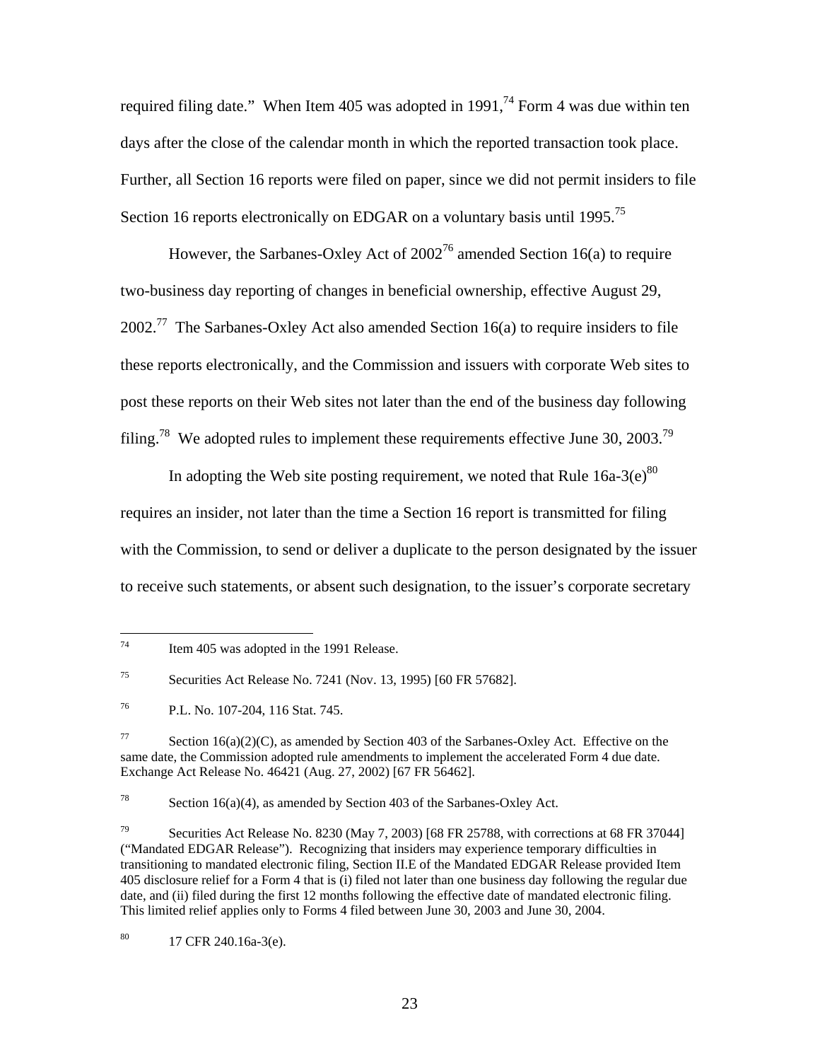required filing date." When Item 405 was adopted in 1991,[74] Form 4 was due within ten days after the close of the calendar month in which the reported transaction took place. Further, all Section 16 reports were filed on paper, since we did not permit insiders to file Section 16 reports electronically on EDGAR on a voluntary basis until 1995.[75]

However, the Sarbanes-Oxley Act of 2002[76] amended Section 16(a) to require two-business day reporting of changes in beneficial ownership, effective August 29, 2002.[77] The Sarbanes-Oxley Act also amended Section 16(a) to require insiders to file these reports electronically, and the Commission and issuers with corporate Web sites to post these reports on their Web sites not later than the end of the business day following filing.[78] We adopted rules to implement these requirements effective June 30, 2003.[79]

In adopting the Web site posting requirement, we noted that Rule 16a-3(e)[80] requires an insider, not later than the time a Section 16 report is transmitted for filing with the Commission, to send or deliver a duplicate to the person designated by the issuer to receive such statements, or absent such designation, to the issuer's corporate secretary

---

[74] Item 405 was adopted in the 1991 Release.

[75] Securities Act Release No. 7241 (Nov. 13, 1995) [60 FR 57682].

[76] P.L. No. 107-204, 116 Stat. 745.

[77] Section 16(a)(2)(C), as amended by Section 403 of the Sarbanes-Oxley Act. Effective on the same date, the Commission adopted rule amendments to implement the accelerated Form 4 due date. Exchange Act Release No. 46421 (Aug. 27, 2002) [67 FR 56462].

[78] Section 16(a)(4), as amended by Section 403 of the Sarbanes-Oxley Act.

[79] Securities Act Release No. 8230 (May 7, 2003) [68 FR 25788, with corrections at 68 FR 37044] ("Mandated EDGAR Release"). Recognizing that insiders may experience temporary difficulties in transitioning to mandated electronic filing, Section II.E of the Mandated EDGAR Release provided Item 405 disclosure relief for a Form 4 that is (i) filed not later than one business day following the regular due date, and (ii) filed during the first 12 months following the effective date of mandated electronic filing. This limited relief applies only to Forms 4 filed between June 30, 2003 and June 30, 2004.

[80] 17 CFR 240.16a-3(e).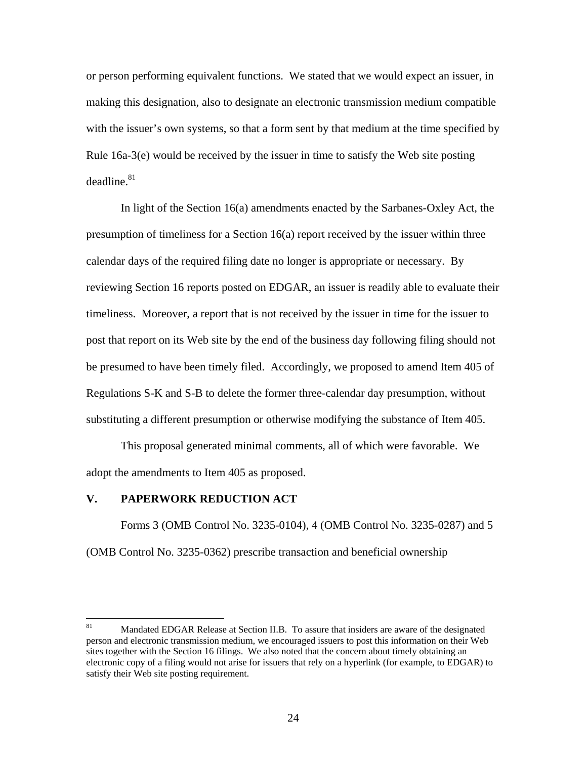or person performing equivalent functions. We stated that we would expect an issuer, in making this designation, also to designate an electronic transmission medium compatible with the issuer's own systems, so that a form sent by that medium at the time specified by Rule 16a-3(e) would be received by the issuer in time to satisfy the Web site posting deadline.[81]

In light of the Section 16(a) amendments enacted by the Sarbanes-Oxley Act, the presumption of timeliness for a Section 16(a) report received by the issuer within three calendar days of the required filing date no longer is appropriate or necessary. By reviewing Section 16 reports posted on EDGAR, an issuer is readily able to evaluate their timeliness. Moreover, a report that is not received by the issuer in time for the issuer to post that report on its Web site by the end of the business day following filing should not be presumed to have been timely filed. Accordingly, we proposed to amend Item 405 of Regulations S-K and S-B to delete the former three-calendar day presumption, without substituting a different presumption or otherwise modifying the substance of Item 405.

This proposal generated minimal comments, all of which were favorable. We adopt the amendments to Item 405 as proposed.

## V. PAPERWORK REDUCTION ACT

Forms 3 (OMB Control No. 3235-0104), 4 (OMB Control No. 3235-0287) and 5 (OMB Control No. 3235-0362) prescribe transaction and beneficial ownership

---

[81] Mandated EDGAR Release at Section II.B. To assure that insiders are aware of the designated person and electronic transmission medium, we encouraged issuers to post this information on their Web sites together with the Section 16 filings. We also noted that the concern about timely obtaining an electronic copy of a filing would not arise for issuers that rely on a hyperlink (for example, to EDGAR) to satisfy their Web site posting requirement.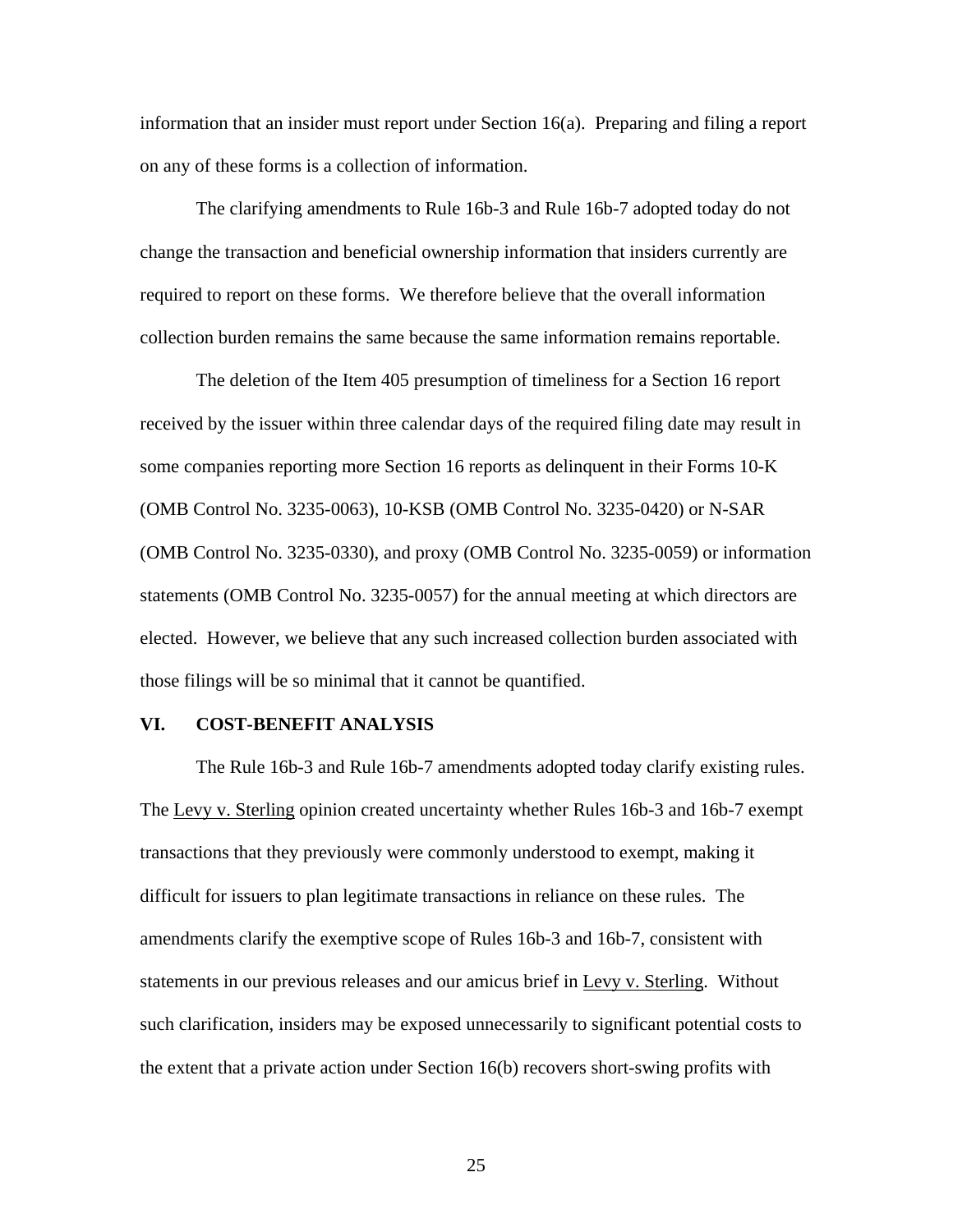information that an insider must report under Section 16(a). Preparing and filing a report on any of these forms is a collection of information.

The clarifying amendments to Rule 16b-3 and Rule 16b-7 adopted today do not change the transaction and beneficial ownership information that insiders currently are required to report on these forms. We therefore believe that the overall information collection burden remains the same because the same information remains reportable.

The deletion of the Item 405 presumption of timeliness for a Section 16 report received by the issuer within three calendar days of the required filing date may result in some companies reporting more Section 16 reports as delinquent in their Forms 10-K (OMB Control No. 3235-0063), 10-KSB (OMB Control No. 3235-0420) or N-SAR (OMB Control No. 3235-0330), and proxy (OMB Control No. 3235-0059) or information statements (OMB Control No. 3235-0057) for the annual meeting at which directors are elected. However, we believe that any such increased collection burden associated with those filings will be so minimal that it cannot be quantified.

## VI. COST-BENEFIT ANALYSIS

The Rule 16b-3 and Rule 16b-7 amendments adopted today clarify existing rules. The Levy v. Sterling opinion created uncertainty whether Rules 16b-3 and 16b-7 exempt transactions that they previously were commonly understood to exempt, making it difficult for issuers to plan legitimate transactions in reliance on these rules. The amendments clarify the exemptive scope of Rules 16b-3 and 16b-7, consistent with statements in our previous releases and our amicus brief in Levy v. Sterling. Without such clarification, insiders may be exposed unnecessarily to significant potential costs to the extent that a private action under Section 16(b) recovers short-swing profits with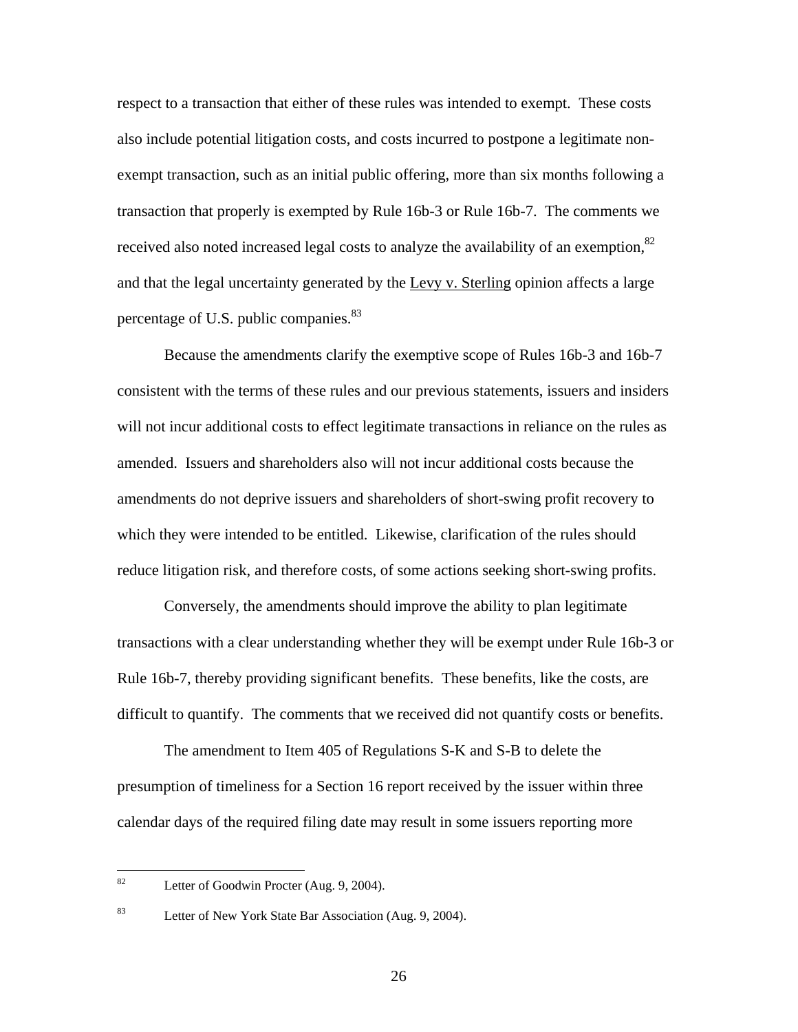respect to a transaction that either of these rules was intended to exempt. These costs also include potential litigation costs, and costs incurred to postpone a legitimate non-exempt transaction, such as an initial public offering, more than six months following a transaction that properly is exempted by Rule 16b-3 or Rule 16b-7. The comments we received also noted increased legal costs to analyze the availability of an exemption,[82] and that the legal uncertainty generated by the Levy v. Sterling opinion affects a large percentage of U.S. public companies.[83]

Because the amendments clarify the exemptive scope of Rules 16b-3 and 16b-7 consistent with the terms of these rules and our previous statements, issuers and insiders will not incur additional costs to effect legitimate transactions in reliance on the rules as amended. Issuers and shareholders also will not incur additional costs because the amendments do not deprive issuers and shareholders of short-swing profit recovery to which they were intended to be entitled. Likewise, clarification of the rules should reduce litigation risk, and therefore costs, of some actions seeking short-swing profits.

Conversely, the amendments should improve the ability to plan legitimate transactions with a clear understanding whether they will be exempt under Rule 16b-3 or Rule 16b-7, thereby providing significant benefits. These benefits, like the costs, are difficult to quantify. The comments that we received did not quantify costs or benefits.

The amendment to Item 405 of Regulations S-K and S-B to delete the presumption of timeliness for a Section 16 report received by the issuer within three calendar days of the required filing date may result in some issuers reporting more

---

[82] Letter of Goodwin Procter (Aug. 9, 2004).

[83] Letter of New York State Bar Association (Aug. 9, 2004).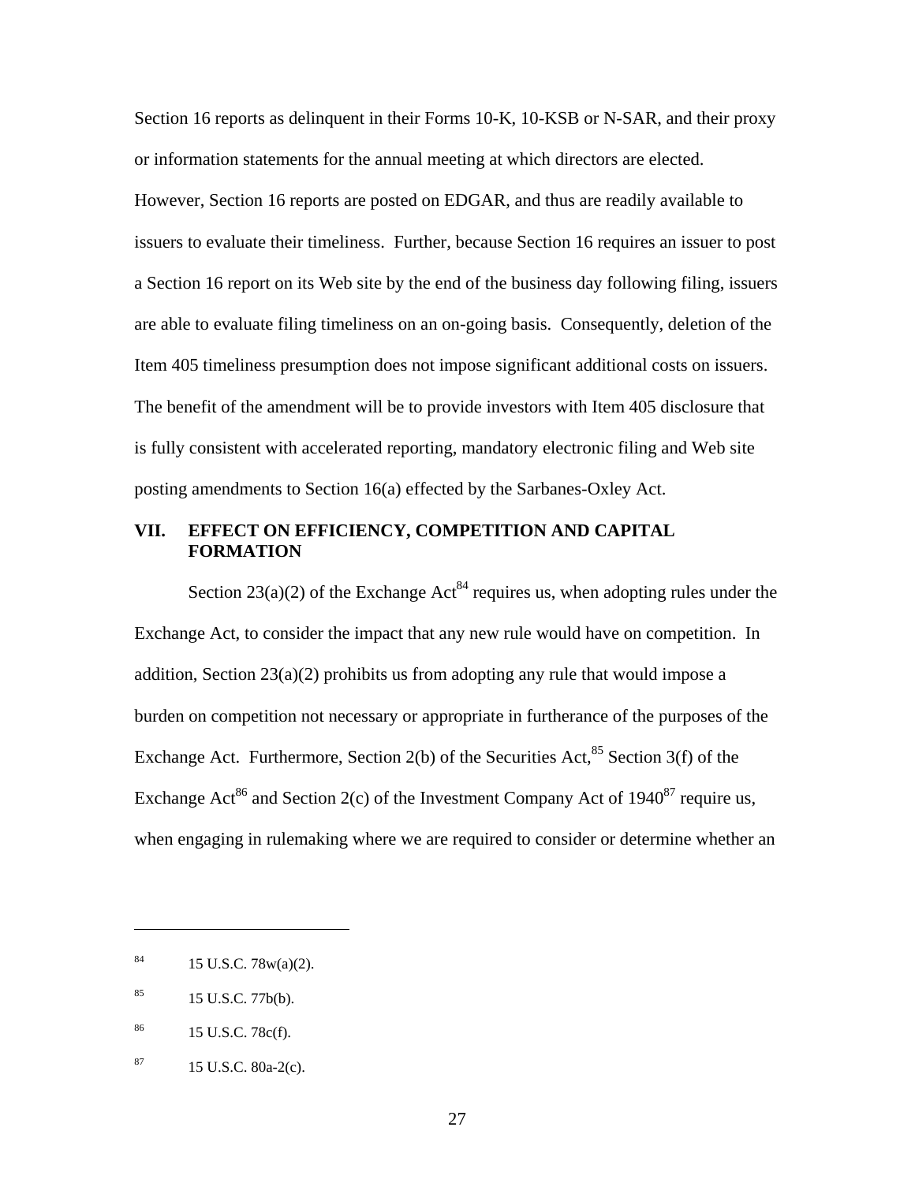Section 16 reports as delinquent in their Forms 10-K, 10-KSB or N-SAR, and their proxy or information statements for the annual meeting at which directors are elected. However, Section 16 reports are posted on EDGAR, and thus are readily available to issuers to evaluate their timeliness. Further, because Section 16 requires an issuer to post a Section 16 report on its Web site by the end of the business day following filing, issuers are able to evaluate filing timeliness on an on-going basis. Consequently, deletion of the Item 405 timeliness presumption does not impose significant additional costs on issuers. The benefit of the amendment will be to provide investors with Item 405 disclosure that is fully consistent with accelerated reporting, mandatory electronic filing and Web site posting amendments to Section 16(a) effected by the Sarbanes-Oxley Act.

## VII. EFFECT ON EFFICIENCY, COMPETITION AND CAPITAL FORMATION

Section 23(a)(2) of the Exchange Act[84] requires us, when adopting rules under the Exchange Act, to consider the impact that any new rule would have on competition. In addition, Section 23(a)(2) prohibits us from adopting any rule that would impose a burden on competition not necessary or appropriate in furtherance of the purposes of the Exchange Act. Furthermore, Section 2(b) of the Securities Act,[85] Section 3(f) of the Exchange Act[86] and Section 2(c) of the Investment Company Act of 1940[87] require us, when engaging in rulemaking where we are required to consider or determine whether an

---

[84] 15 U.S.C. 78w(a)(2).

[85] 15 U.S.C. 77b(b).

[86] 15 U.S.C. 78c(f).

[87] 15 U.S.C. 80a-2(c).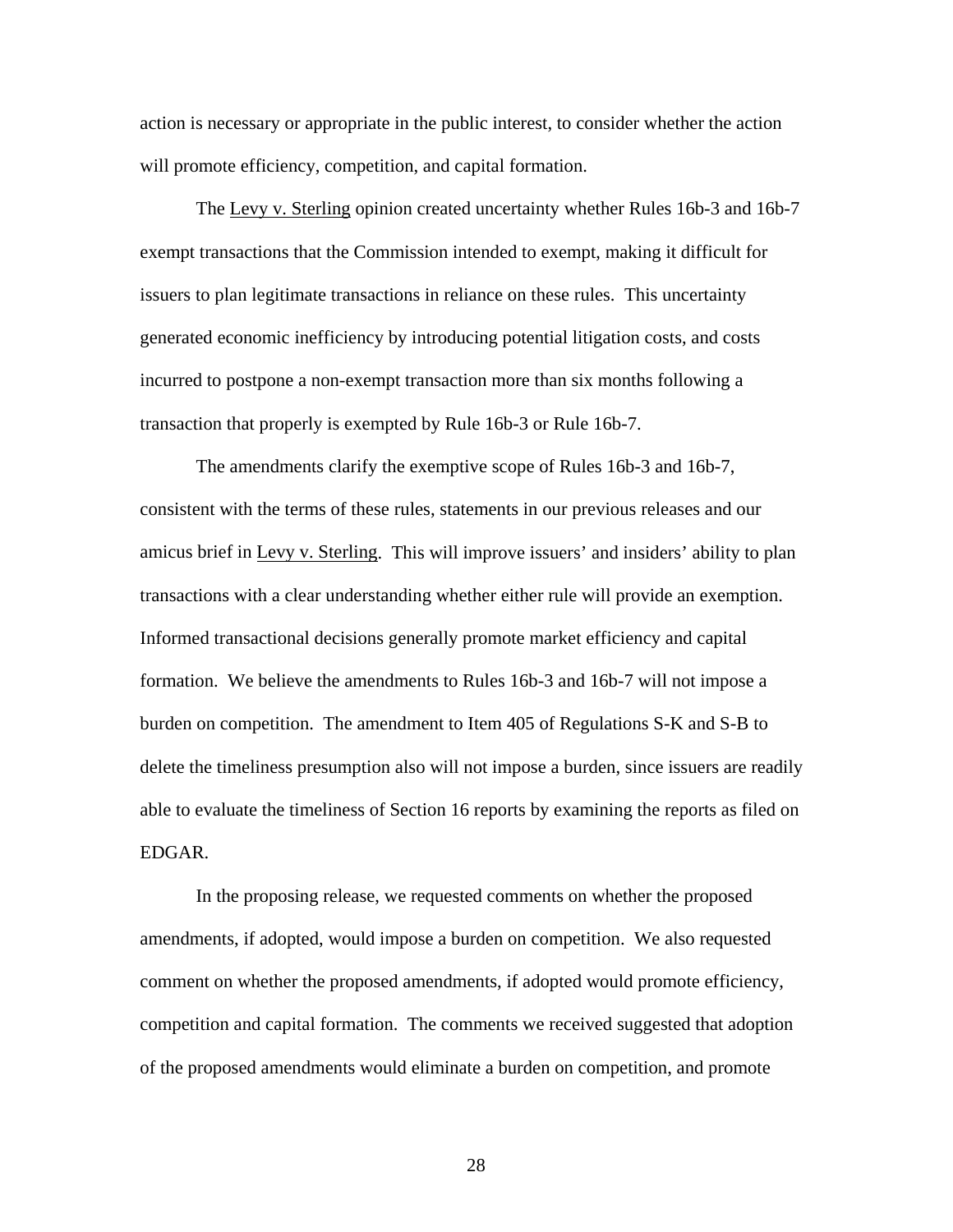action is necessary or appropriate in the public interest, to consider whether the action will promote efficiency, competition, and capital formation.

The Levy v. Sterling opinion created uncertainty whether Rules 16b-3 and 16b-7 exempt transactions that the Commission intended to exempt, making it difficult for issuers to plan legitimate transactions in reliance on these rules. This uncertainty generated economic inefficiency by introducing potential litigation costs, and costs incurred to postpone a non-exempt transaction more than six months following a transaction that properly is exempted by Rule 16b-3 or Rule 16b-7.

The amendments clarify the exemptive scope of Rules 16b-3 and 16b-7, consistent with the terms of these rules, statements in our previous releases and our amicus brief in Levy v. Sterling. This will improve issuers' and insiders' ability to plan transactions with a clear understanding whether either rule will provide an exemption. Informed transactional decisions generally promote market efficiency and capital formation. We believe the amendments to Rules 16b-3 and 16b-7 will not impose a burden on competition. The amendment to Item 405 of Regulations S-K and S-B to delete the timeliness presumption also will not impose a burden, since issuers are readily able to evaluate the timeliness of Section 16 reports by examining the reports as filed on EDGAR.

In the proposing release, we requested comments on whether the proposed amendments, if adopted, would impose a burden on competition. We also requested comment on whether the proposed amendments, if adopted would promote efficiency, competition and capital formation. The comments we received suggested that adoption of the proposed amendments would eliminate a burden on competition, and promote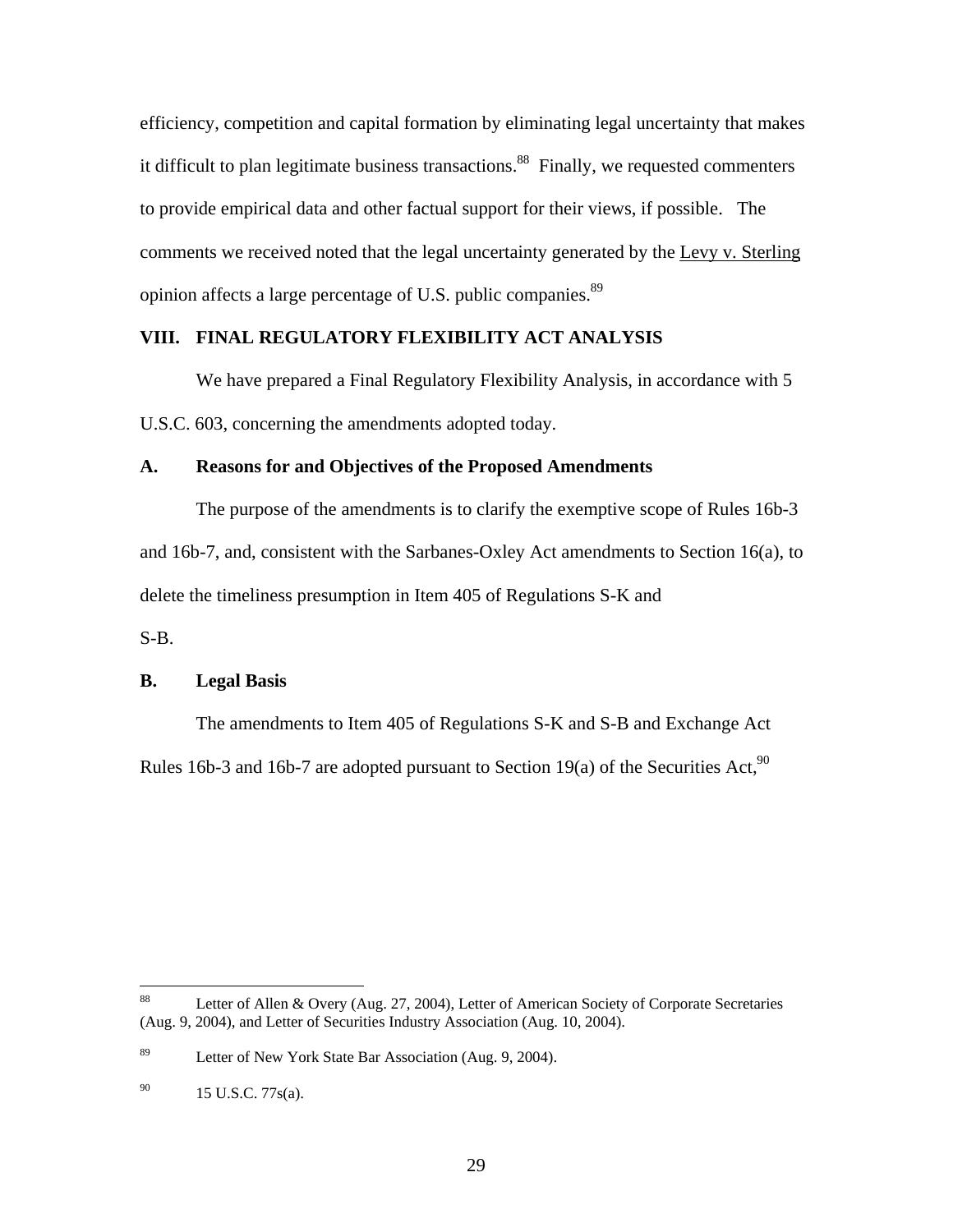efficiency, competition and capital formation by eliminating legal uncertainty that makes it difficult to plan legitimate business transactions.[88] Finally, we requested commenters to provide empirical data and other factual support for their views, if possible. The comments we received noted that the legal uncertainty generated by the Levy v. Sterling opinion affects a large percentage of U.S. public companies.[89]

## VIII. FINAL REGULATORY FLEXIBILITY ACT ANALYSIS

We have prepared a Final Regulatory Flexibility Analysis, in accordance with 5 U.S.C. 603, concerning the amendments adopted today.

### A. Reasons for and Objectives of the Proposed Amendments

The purpose of the amendments is to clarify the exemptive scope of Rules 16b-3 and 16b-7, and, consistent with the Sarbanes-Oxley Act amendments to Section 16(a), to delete the timeliness presumption in Item 405 of Regulations S-K and S-B.

### B. Legal Basis

The amendments to Item 405 of Regulations S-K and S-B and Exchange Act Rules 16b-3 and 16b-7 are adopted pursuant to Section 19(a) of the Securities Act,[90]

---

[88] Letter of Allen & Overy (Aug. 27, 2004), Letter of American Society of Corporate Secretaries (Aug. 9, 2004), and Letter of Securities Industry Association (Aug. 10, 2004).

[89] Letter of New York State Bar Association (Aug. 9, 2004).

[90] 15 U.S.C. 77s(a).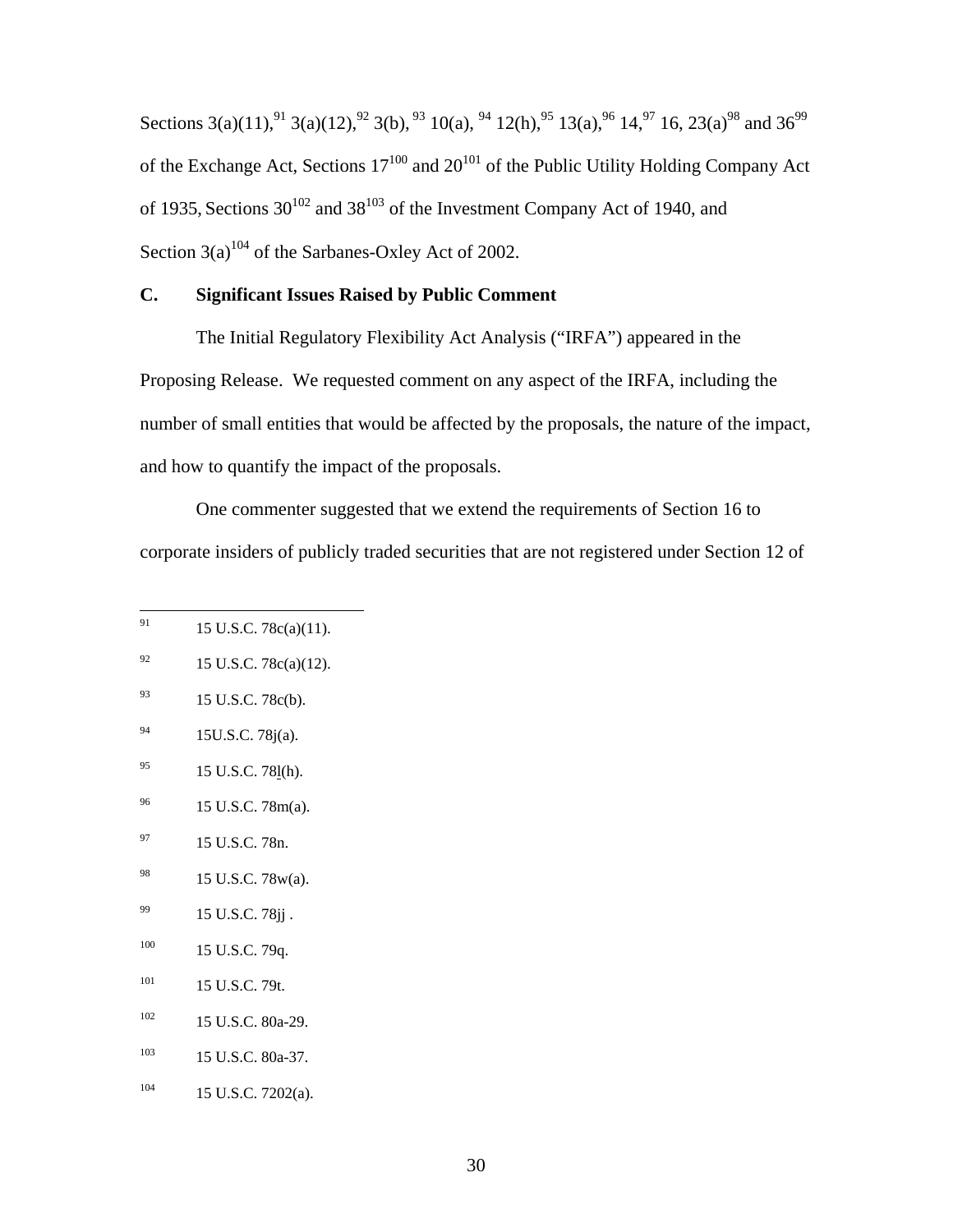Sections 3(a)(11),[91] 3(a)(12),[92] 3(b),[93] 10(a),[94] 12(h),[95] 13(a),[96] 14,[97] 16, 23(a)[98] and 36[99] of the Exchange Act, Sections 17[100] and 20[101] of the Public Utility Holding Company Act of 1935, Sections 30[102] and 38[103] of the Investment Company Act of 1940, and Section 3(a)[104] of the Sarbanes-Oxley Act of 2002.

## C. Significant Issues Raised by Public Comment

The Initial Regulatory Flexibility Act Analysis ("IRFA") appeared in the Proposing Release. We requested comment on any aspect of the IRFA, including the number of small entities that would be affected by the proposals, the nature of the impact, and how to quantify the impact of the proposals.

One commenter suggested that we extend the requirements of Section 16 to corporate insiders of publicly traded securities that are not registered under Section 12 of

---

[91] 15 U.S.C. 78c(a)(11).

[92] 15 U.S.C. 78c(a)(12).

[93] 15 U.S.C. 78c(b).

[94] 15U.S.C. 78j(a).

[95] 15 U.S.C. 78l(h).

[96] 15 U.S.C. 78m(a).

[97] 15 U.S.C. 78n.

[98] 15 U.S.C. 78w(a).

[99] 15 U.S.C. 78jj .

[100] 15 U.S.C. 79q.

[101] 15 U.S.C. 79t.

[102] 15 U.S.C. 80a-29.

[103] 15 U.S.C. 80a-37.

[104] 15 U.S.C. 7202(a).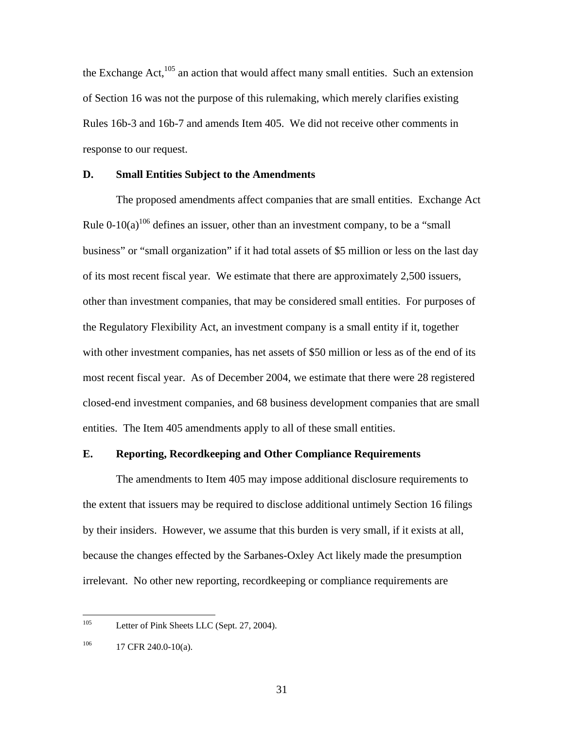the Exchange Act,[105] an action that would affect many small entities. Such an extension of Section 16 was not the purpose of this rulemaking, which merely clarifies existing Rules 16b-3 and 16b-7 and amends Item 405. We did not receive other comments in response to our request.

### D. Small Entities Subject to the Amendments

The proposed amendments affect companies that are small entities. Exchange Act Rule 0-10(a)[106] defines an issuer, other than an investment company, to be a "small business" or "small organization" if it had total assets of $5 million or less on the last day of its most recent fiscal year. We estimate that there are approximately 2,500 issuers, other than investment companies, that may be considered small entities. For purposes of the Regulatory Flexibility Act, an investment company is a small entity if it, together with other investment companies, has net assets of $50 million or less as of the end of its most recent fiscal year. As of December 2004, we estimate that there were 28 registered closed-end investment companies, and 68 business development companies that are small entities. The Item 405 amendments apply to all of these small entities.

### E. Reporting, Recordkeeping and Other Compliance Requirements

The amendments to Item 405 may impose additional disclosure requirements to the extent that issuers may be required to disclose additional untimely Section 16 filings by their insiders. However, we assume that this burden is very small, if it exists at all, because the changes effected by the Sarbanes-Oxley Act likely made the presumption irrelevant. No other new reporting, recordkeeping or compliance requirements are

---

[105] Letter of Pink Sheets LLC (Sept. 27, 2004).

[106] 17 CFR 240.0-10(a).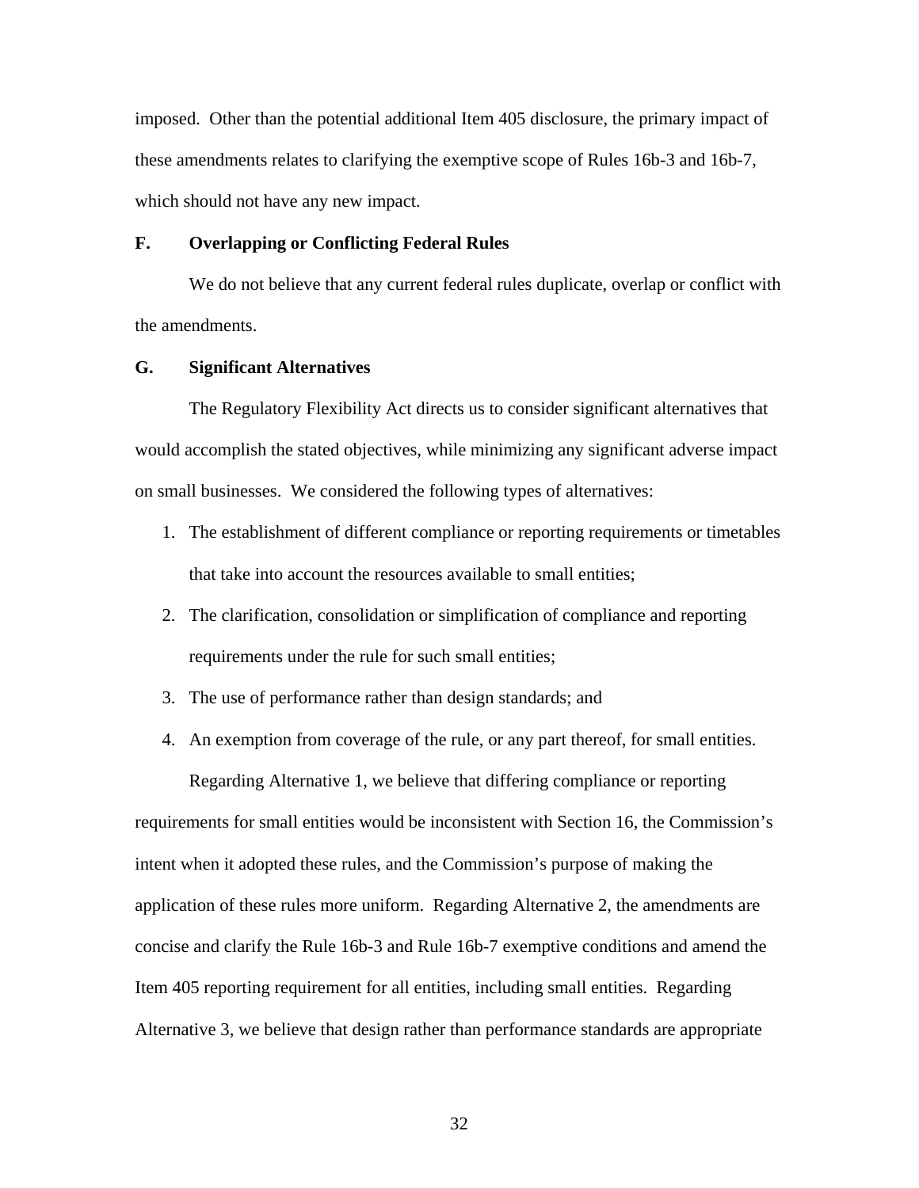imposed. Other than the potential additional Item 405 disclosure, the primary impact of these amendments relates to clarifying the exemptive scope of Rules 16b-3 and 16b-7, which should not have any new impact.

### F. Overlapping or Conflicting Federal Rules

We do not believe that any current federal rules duplicate, overlap or conflict with the amendments.

### G. Significant Alternatives

The Regulatory Flexibility Act directs us to consider significant alternatives that would accomplish the stated objectives, while minimizing any significant adverse impact on small businesses. We considered the following types of alternatives:

1. The establishment of different compliance or reporting requirements or timetables that take into account the resources available to small entities;
2. The clarification, consolidation or simplification of compliance and reporting requirements under the rule for such small entities;
3. The use of performance rather than design standards; and
4. An exemption from coverage of the rule, or any part thereof, for small entities.

Regarding Alternative 1, we believe that differing compliance or reporting requirements for small entities would be inconsistent with Section 16, the Commission's intent when it adopted these rules, and the Commission's purpose of making the application of these rules more uniform. Regarding Alternative 2, the amendments are concise and clarify the Rule 16b-3 and Rule 16b-7 exemptive conditions and amend the Item 405 reporting requirement for all entities, including small entities. Regarding Alternative 3, we believe that design rather than performance standards are appropriate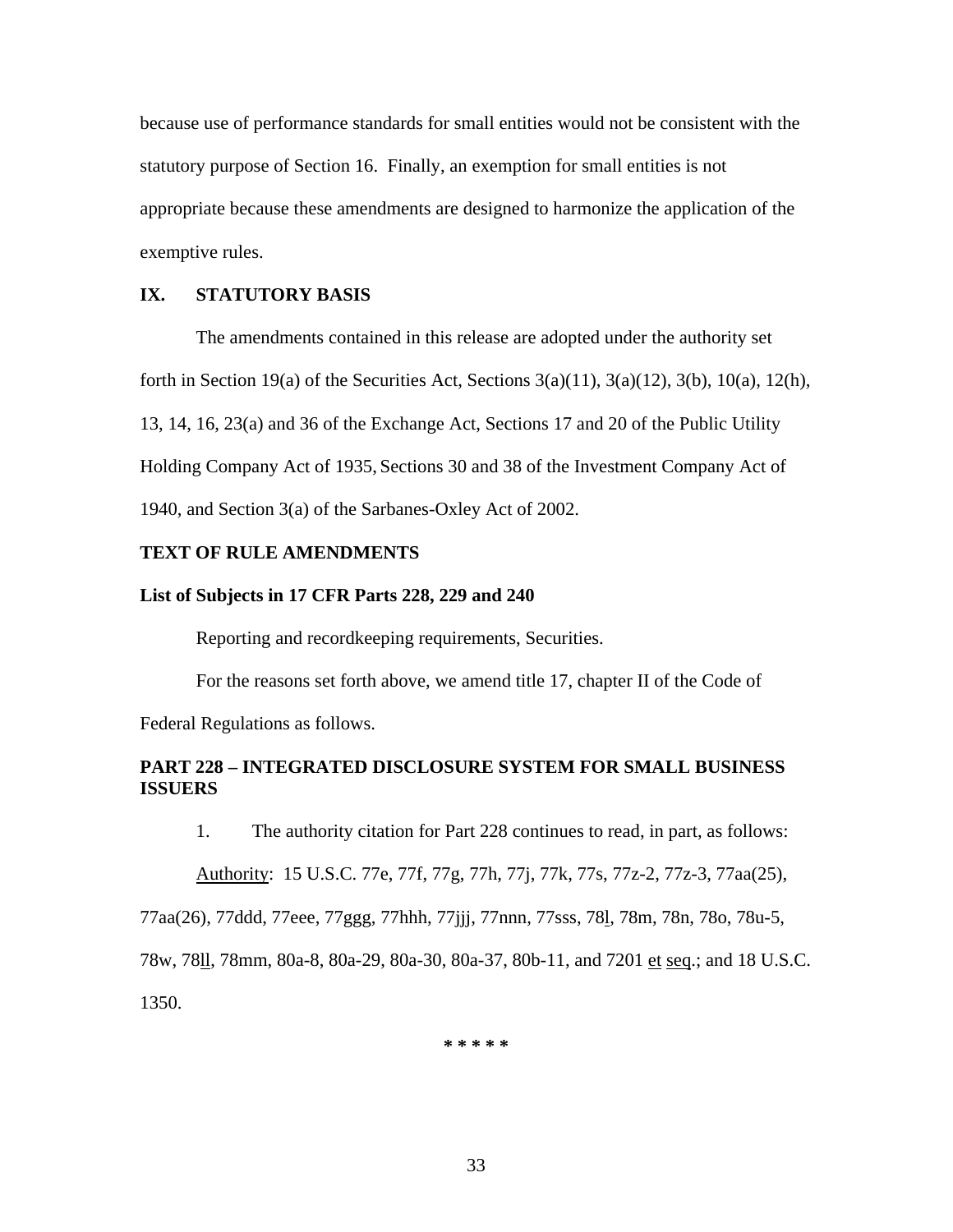because use of performance standards for small entities would not be consistent with the statutory purpose of Section 16. Finally, an exemption for small entities is not appropriate because these amendments are designed to harmonize the application of the exemptive rules.

## IX. STATUTORY BASIS

The amendments contained in this release are adopted under the authority set forth in Section 19(a) of the Securities Act, Sections 3(a)(11), 3(a)(12), 3(b), 10(a), 12(h), 13, 14, 16, 23(a) and 36 of the Exchange Act, Sections 17 and 20 of the Public Utility Holding Company Act of 1935, Sections 30 and 38 of the Investment Company Act of 1940, and Section 3(a) of the Sarbanes-Oxley Act of 2002.

## TEXT OF RULE AMENDMENTS

### List of Subjects in 17 CFR Parts 228, 229 and 240

Reporting and recordkeeping requirements, Securities.

For the reasons set forth above, we amend title 17, chapter II of the Code of Federal Regulations as follows.

## PART 228 – INTEGRATED DISCLOSURE SYSTEM FOR SMALL BUSINESS ISSUERS

1. The authority citation for Part 228 continues to read, in part, as follows:

Authority: 15 U.S.C. 77e, 77f, 77g, 77h, 77j, 77k, 77s, 77z-2, 77z-3, 77aa(25), 77aa(26), 77ddd, 77eee, 77ggg, 77hhh, 77jjj, 77nnn, 77sss, 78l, 78m, 78n, 78o, 78u-5, 78w, 78ll, 78mm, 80a-8, 80a-29, 80a-30, 80a-37, 80b-11, and 7201 et seq.; and 18 U.S.C. 1350.

\* \* \* \* \*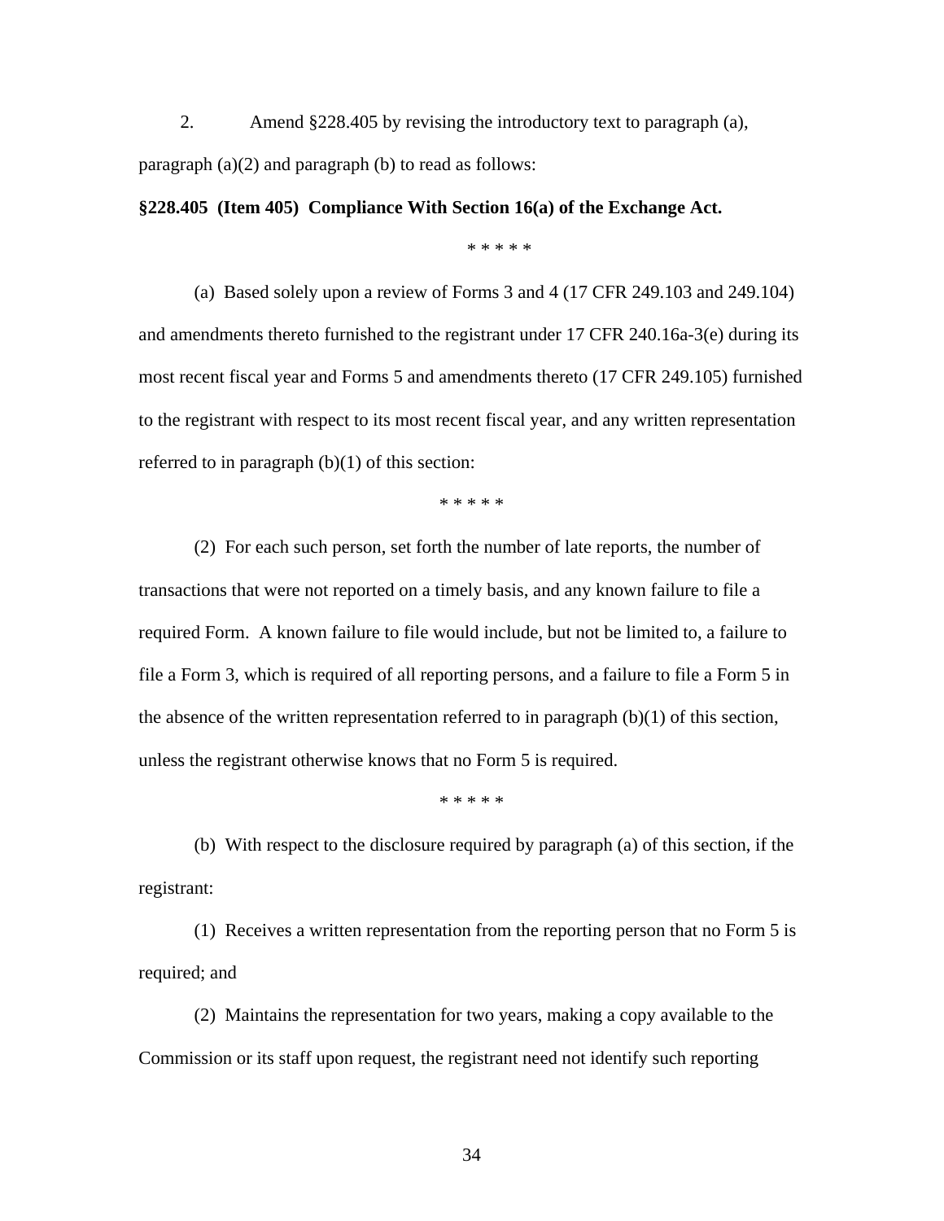2. Amend §228.405 by revising the introductory text to paragraph (a), paragraph (a)(2) and paragraph (b) to read as follows:

**§228.405 (Item 405) Compliance With Section 16(a) of the Exchange Act.**

\* \* \* \* \*

(a) Based solely upon a review of Forms 3 and 4 (17 CFR 249.103 and 249.104) and amendments thereto furnished to the registrant under 17 CFR 240.16a-3(e) during its most recent fiscal year and Forms 5 and amendments thereto (17 CFR 249.105) furnished to the registrant with respect to its most recent fiscal year, and any written representation referred to in paragraph (b)(1) of this section:

\* \* \* \* \*

(2) For each such person, set forth the number of late reports, the number of transactions that were not reported on a timely basis, and any known failure to file a required Form. A known failure to file would include, but not be limited to, a failure to file a Form 3, which is required of all reporting persons, and a failure to file a Form 5 in the absence of the written representation referred to in paragraph (b)(1) of this section, unless the registrant otherwise knows that no Form 5 is required.

\* \* \* \* \*

(b) With respect to the disclosure required by paragraph (a) of this section, if the registrant:

(1) Receives a written representation from the reporting person that no Form 5 is required; and

(2) Maintains the representation for two years, making a copy available to the Commission or its staff upon request, the registrant need not identify such reporting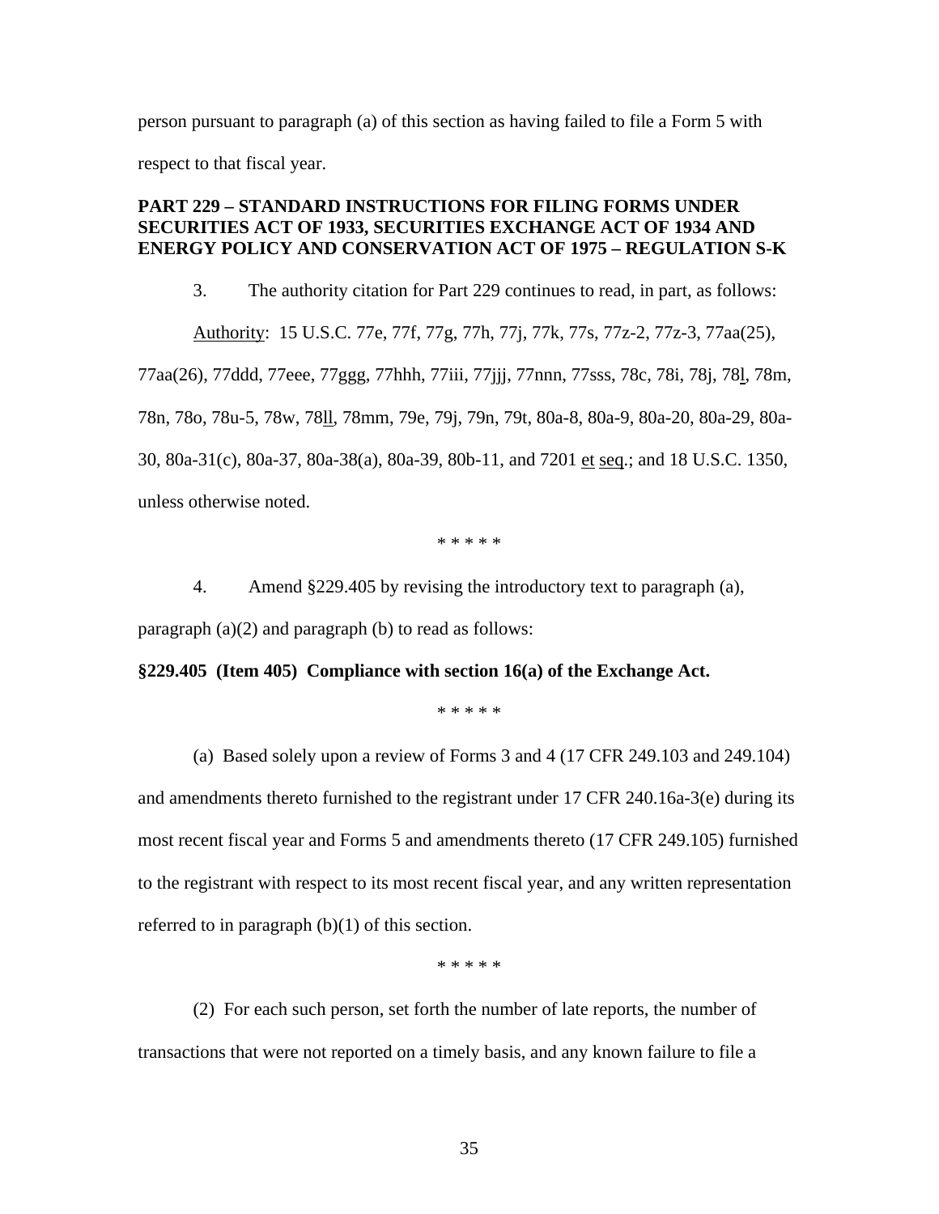person pursuant to paragraph (a) of this section as having failed to file a Form 5 with respect to that fiscal year.

**PART 229 – STANDARD INSTRUCTIONS FOR FILING FORMS UNDER SECURITIES ACT OF 1933, SECURITIES EXCHANGE ACT OF 1934 AND ENERGY POLICY AND CONSERVATION ACT OF 1975 – REGULATION S-K**

3. The authority citation for Part 229 continues to read, in part, as follows:

Authority: 15 U.S.C. 77e, 77f, 77g, 77h, 77j, 77k, 77s, 77z-2, 77z-3, 77aa(25), 77aa(26), 77ddd, 77eee, 77ggg, 77hhh, 77iii, 77jjj, 77nnn, 77sss, 78c, 78i, 78j, 78l, 78m, 78n, 78o, 78u-5, 78w, 78ll, 78mm, 79e, 79j, 79n, 79t, 80a-8, 80a-9, 80a-20, 80a-29, 80a-30, 80a-31(c), 80a-37, 80a-38(a), 80a-39, 80b-11, and 7201 et seq.; and 18 U.S.C. 1350, unless otherwise noted.

* * * * *

4. Amend §229.405 by revising the introductory text to paragraph (a), paragraph (a)(2) and paragraph (b) to read as follows:

**§229.405 (Item 405) Compliance with section 16(a) of the Exchange Act.**

* * * * *

(a) Based solely upon a review of Forms 3 and 4 (17 CFR 249.103 and 249.104) and amendments thereto furnished to the registrant under 17 CFR 240.16a-3(e) during its most recent fiscal year and Forms 5 and amendments thereto (17 CFR 249.105) furnished to the registrant with respect to its most recent fiscal year, and any written representation referred to in paragraph (b)(1) of this section.

* * * * *

(2) For each such person, set forth the number of late reports, the number of transactions that were not reported on a timely basis, and any known failure to file a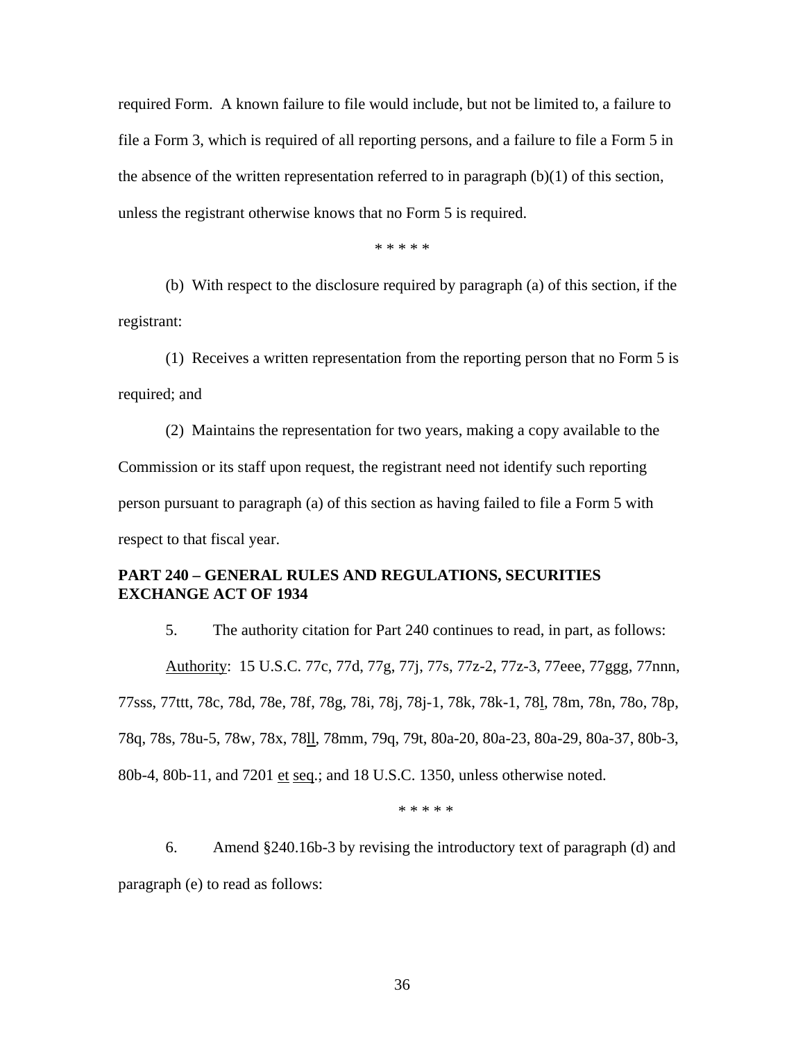required Form. A known failure to file would include, but not be limited to, a failure to file a Form 3, which is required of all reporting persons, and a failure to file a Form 5 in the absence of the written representation referred to in paragraph (b)(1) of this section, unless the registrant otherwise knows that no Form 5 is required.

\* \* \* \* \*

(b) With respect to the disclosure required by paragraph (a) of this section, if the registrant:

(1) Receives a written representation from the reporting person that no Form 5 is required; and

(2) Maintains the representation for two years, making a copy available to the Commission or its staff upon request, the registrant need not identify such reporting person pursuant to paragraph (a) of this section as having failed to file a Form 5 with respect to that fiscal year.

**PART 240 – GENERAL RULES AND REGULATIONS, SECURITIES EXCHANGE ACT OF 1934**

5. The authority citation for Part 240 continues to read, in part, as follows:

Authority: 15 U.S.C. 77c, 77d, 77g, 77j, 77s, 77z-2, 77z-3, 77eee, 77ggg, 77nnn, 77sss, 77ttt, 78c, 78d, 78e, 78f, 78g, 78i, 78j, 78j-1, 78k, 78k-1, 78l, 78m, 78n, 78o, 78p, 78q, 78s, 78u-5, 78w, 78x, 78ll, 78mm, 79q, 79t, 80a-20, 80a-23, 80a-29, 80a-37, 80b-3, 80b-4, 80b-11, and 7201 et seq.; and 18 U.S.C. 1350, unless otherwise noted.

\* \* \* \* \*

6. Amend §240.16b-3 by revising the introductory text of paragraph (d) and paragraph (e) to read as follows: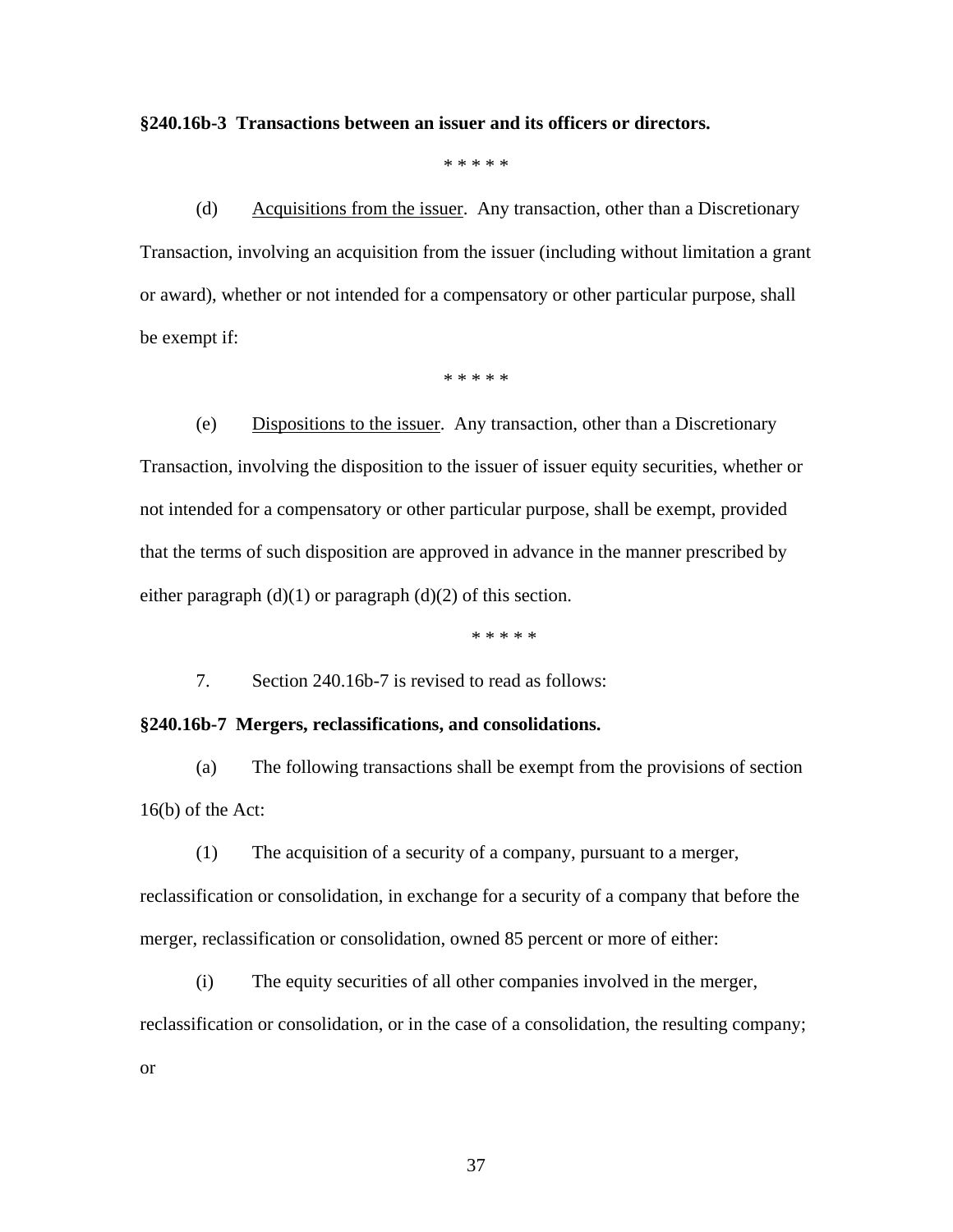**§240.16b-3 Transactions between an issuer and its officers or directors.**

\* \* \* \* \*

(d) Acquisitions from the issuer. Any transaction, other than a Discretionary Transaction, involving an acquisition from the issuer (including without limitation a grant or award), whether or not intended for a compensatory or other particular purpose, shall be exempt if:

\* \* \* \* \*

(e) Dispositions to the issuer. Any transaction, other than a Discretionary Transaction, involving the disposition to the issuer of issuer equity securities, whether or not intended for a compensatory or other particular purpose, shall be exempt, provided that the terms of such disposition are approved in advance in the manner prescribed by either paragraph (d)(1) or paragraph (d)(2) of this section.

\* \* \* \* \*

7. Section 240.16b-7 is revised to read as follows:

**§240.16b-7 Mergers, reclassifications, and consolidations.**

(a) The following transactions shall be exempt from the provisions of section 16(b) of the Act:

(1) The acquisition of a security of a company, pursuant to a merger, reclassification or consolidation, in exchange for a security of a company that before the merger, reclassification or consolidation, owned 85 percent or more of either:

(i) The equity securities of all other companies involved in the merger, reclassification or consolidation, or in the case of a consolidation, the resulting company; or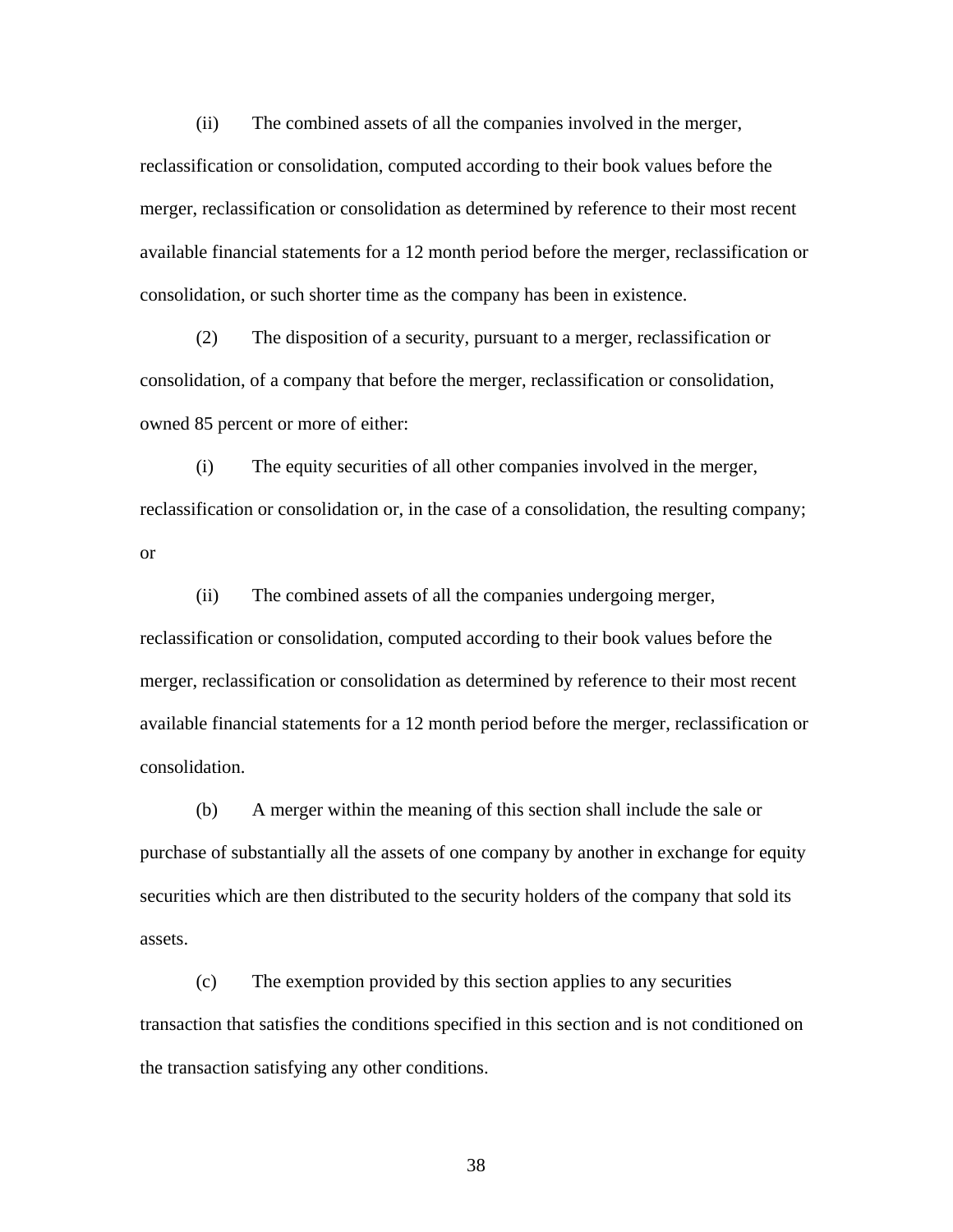(ii) The combined assets of all the companies involved in the merger, reclassification or consolidation, computed according to their book values before the merger, reclassification or consolidation as determined by reference to their most recent available financial statements for a 12 month period before the merger, reclassification or consolidation, or such shorter time as the company has been in existence.

(2) The disposition of a security, pursuant to a merger, reclassification or consolidation, of a company that before the merger, reclassification or consolidation, owned 85 percent or more of either:

(i) The equity securities of all other companies involved in the merger, reclassification or consolidation or, in the case of a consolidation, the resulting company; or

(ii) The combined assets of all the companies undergoing merger, reclassification or consolidation, computed according to their book values before the merger, reclassification or consolidation as determined by reference to their most recent available financial statements for a 12 month period before the merger, reclassification or consolidation.

(b) A merger within the meaning of this section shall include the sale or purchase of substantially all the assets of one company by another in exchange for equity securities which are then distributed to the security holders of the company that sold its assets.

(c) The exemption provided by this section applies to any securities transaction that satisfies the conditions specified in this section and is not conditioned on the transaction satisfying any other conditions.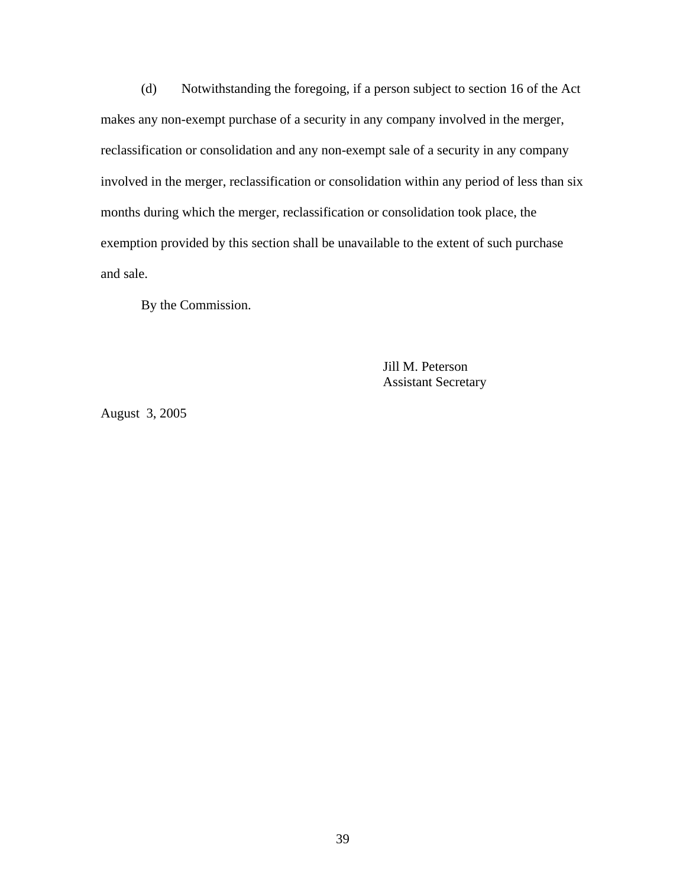(d) Notwithstanding the foregoing, if a person subject to section 16 of the Act makes any non-exempt purchase of a security in any company involved in the merger, reclassification or consolidation and any non-exempt sale of a security in any company involved in the merger, reclassification or consolidation within any period of less than six months during which the merger, reclassification or consolidation took place, the exemption provided by this section shall be unavailable to the extent of such purchase and sale.

By the Commission.

Jill M. Peterson
Assistant Secretary

August 3, 2005